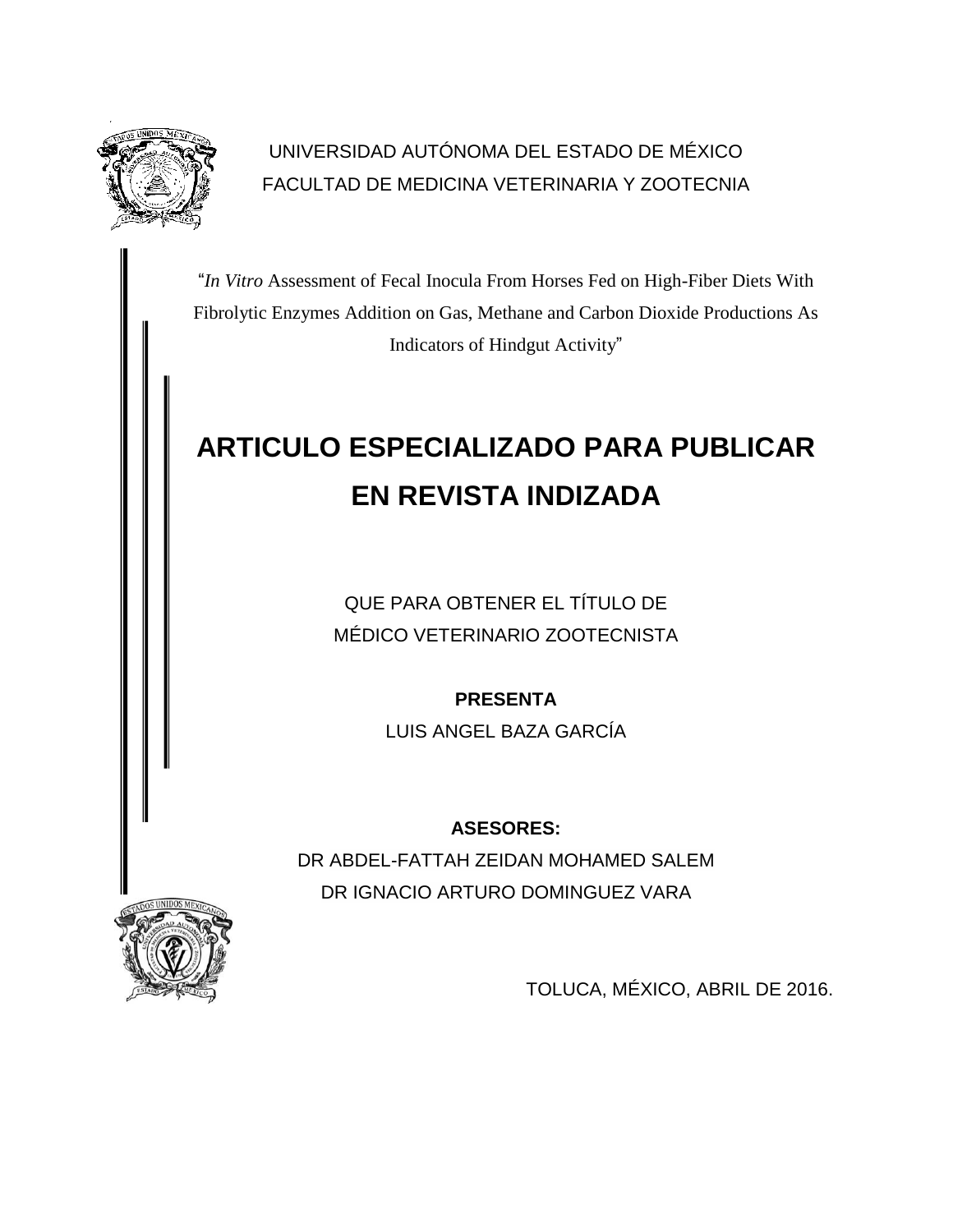UNIVERSIDAD AUTÓNOMA DEL ESTADO DE MÉXICO

FACULTAD DE MEDICINA VETERINARIA Y ZOOTECNIA

"*In Vitro* Assessment of Fecal Inocula From Horses Fed on High-Fiber Diets With Fibrolytic Enzymes Addition on Gas, Methane and Carbon Dioxide Productions As Indicators of Hindgut Activity"

# ARTICULO ESPECIALIZADO PARA PUBLICAR EN REVISTA INDIZADA

QUE PARA OBTENER EL TÍTULO DE

MÉDICO VETERINARIO ZOOTECNISTA

**PRESENTA**

LUIS ANGEL BAZA GARCÍA

**ASESORES:**

DR ABDEL-FATTAH ZEIDAN MOHAMED SALEM

DR IGNACIO ARTURO DOMINGUEZ VARA

TOLUCA, MÉXICO, ABRIL DE 2016.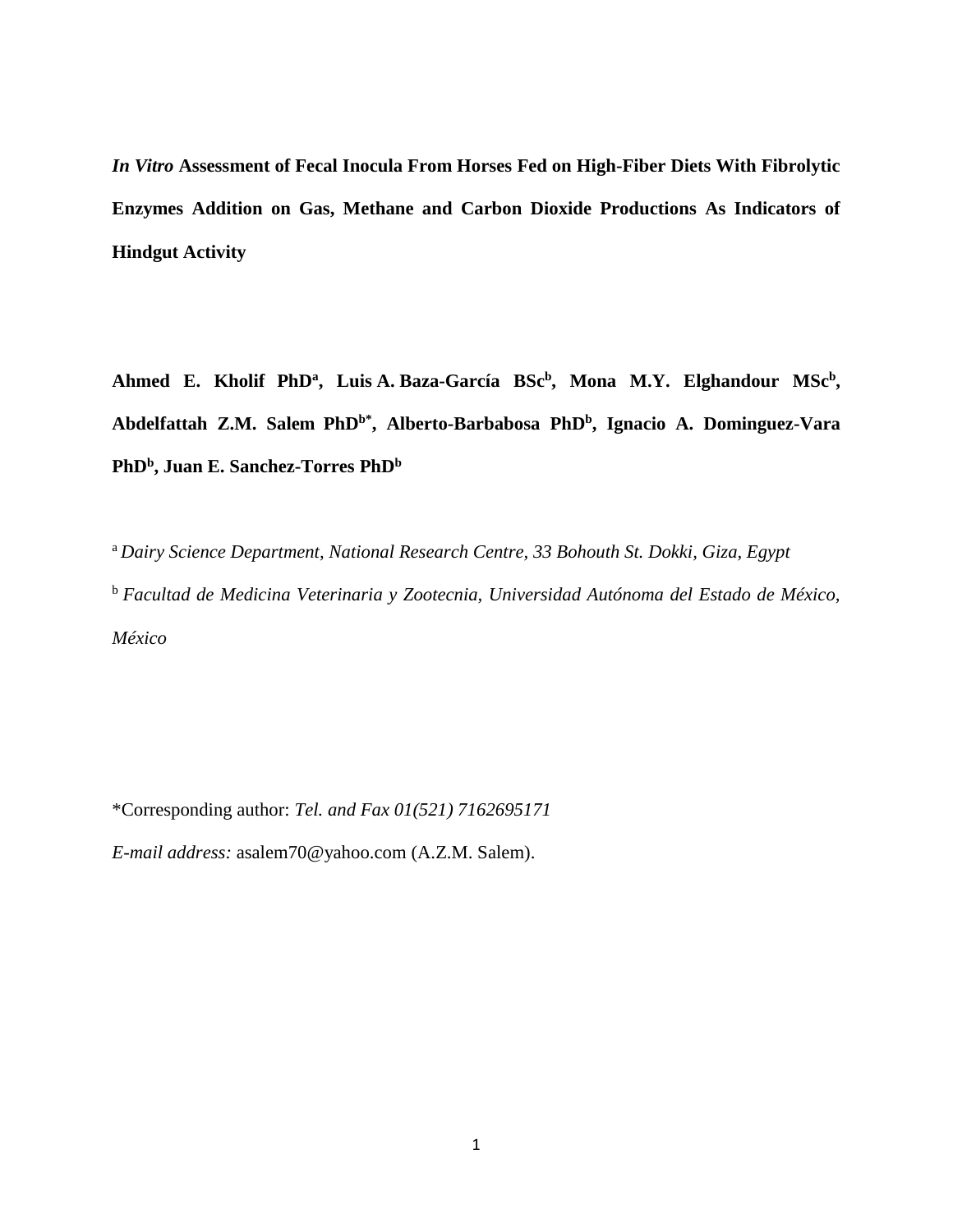***In Vitro* Assessment of Fecal Inocula From Horses Fed on High-Fiber Diets With Fibrolytic Enzymes Addition on Gas, Methane and Carbon Dioxide Productions As Indicators of Hindgut Activity**

**Ahmed E. Kholif PhD[a], Luis A. Baza-García BSc[b], Mona M.Y. Elghandour MSc[b], Abdelfattah Z.M. Salem PhD[b*], Alberto-Barbabosa PhD[b], Ignacio A. Dominguez-Vara PhD[b], Juan E. Sanchez-Torres PhD[b]**

[a] *Dairy Science Department, National Research Centre, 33 Bohouth St. Dokki, Giza, Egypt*

[b] *Facultad de Medicina Veterinaria y Zootecnia, Universidad Autónoma del Estado de México, México*

*Corresponding author: *Tel. and Fax 01(521) 7162695171*

*E-mail address:* asalem70@yahoo.com (A.Z.M. Salem).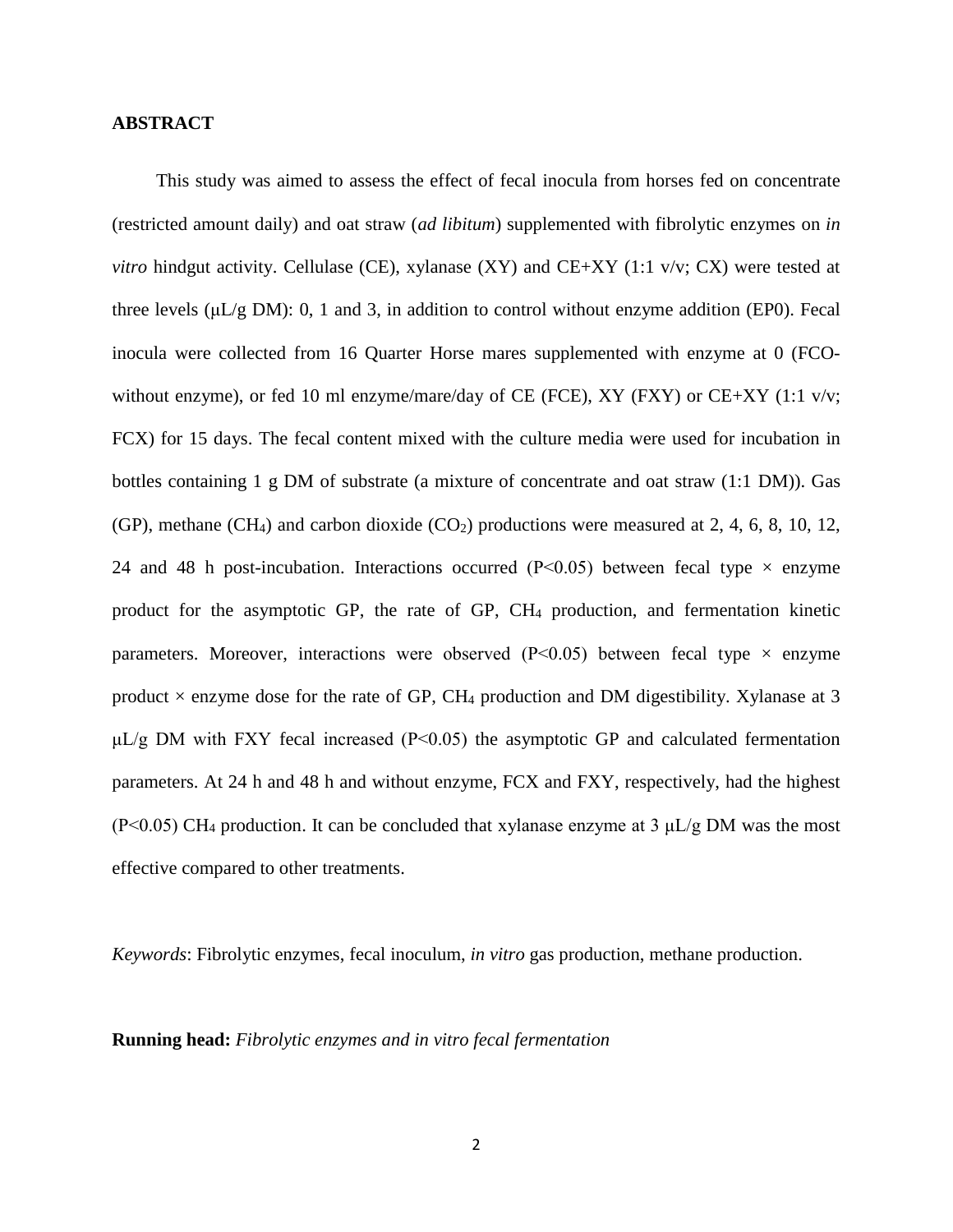**ABSTRACT**

This study was aimed to assess the effect of fecal inocula from horses fed on concentrate (restricted amount daily) and oat straw (*ad libitum*) supplemented with fibrolytic enzymes on *in vitro* hindgut activity. Cellulase (CE), xylanase (XY) and CE+XY (1:1 v/v; CX) were tested at three levels (μL/g DM): 0, 1 and 3, in addition to control without enzyme addition (EP0). Fecal inocula were collected from 16 Quarter Horse mares supplemented with enzyme at 0 (FCO-without enzyme), or fed 10 ml enzyme/mare/day of CE (FCE), XY (FXY) or CE+XY (1:1 v/v; FCX) for 15 days. The fecal content mixed with the culture media were used for incubation in bottles containing 1 g DM of substrate (a mixture of concentrate and oat straw (1:1 DM)). Gas (GP), methane ($CH_4$) and carbon dioxide ($CO_2$) productions were measured at 2, 4, 6, 8, 10, 12, 24 and 48 h post-incubation. Interactions occurred ($P<0.05$) between fecal type × enzyme product for the asymptotic GP, the rate of GP, $CH_4$ production, and fermentation kinetic parameters. Moreover, interactions were observed ($P<0.05$) between fecal type × enzyme product × enzyme dose for the rate of GP, $CH_4$ production and DM digestibility. Xylanase at 3 μL/g DM with FXY fecal increased ($P<0.05$) the asymptotic GP and calculated fermentation parameters. At 24 h and 48 h and without enzyme, FCX and FXY, respectively, had the highest ($P<0.05$) $CH_4$ production. It can be concluded that xylanase enzyme at 3 μL/g DM was the most effective compared to other treatments.

*Keywords*: Fibrolytic enzymes, fecal inoculum, *in vitro* gas production, methane production.

**Running head:** *Fibrolytic enzymes and in vitro fecal fermentation*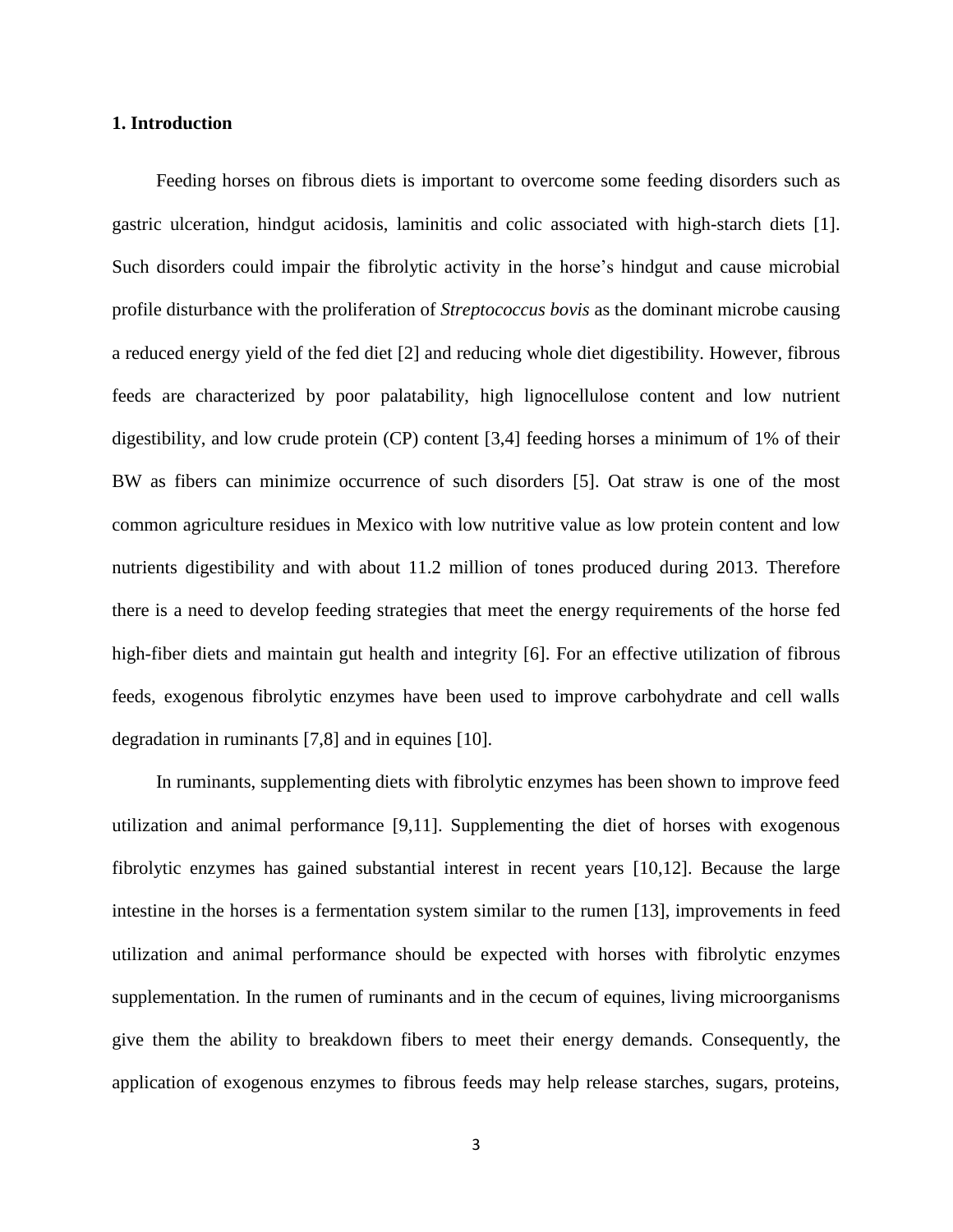**1. Introduction**

Feeding horses on fibrous diets is important to overcome some feeding disorders such as gastric ulceration, hindgut acidosis, laminitis and colic associated with high-starch diets [1]. Such disorders could impair the fibrolytic activity in the horse's hindgut and cause microbial profile disturbance with the proliferation of *Streptococcus bovis* as the dominant microbe causing a reduced energy yield of the fed diet [2] and reducing whole diet digestibility. However, fibrous feeds are characterized by poor palatability, high lignocellulose content and low nutrient digestibility, and low crude protein (CP) content [3,4] feeding horses a minimum of 1% of their BW as fibers can minimize occurrence of such disorders [5]. Oat straw is one of the most common agriculture residues in Mexico with low nutritive value as low protein content and low nutrients digestibility and with about 11.2 million of tones produced during 2013. Therefore there is a need to develop feeding strategies that meet the energy requirements of the horse fed high-fiber diets and maintain gut health and integrity [6]. For an effective utilization of fibrous feeds, exogenous fibrolytic enzymes have been used to improve carbohydrate and cell walls degradation in ruminants [7,8] and in equines [10].

In ruminants, supplementing diets with fibrolytic enzymes has been shown to improve feed utilization and animal performance [9,11]. Supplementing the diet of horses with exogenous fibrolytic enzymes has gained substantial interest in recent years [10,12]. Because the large intestine in the horses is a fermentation system similar to the rumen [13], improvements in feed utilization and animal performance should be expected with horses with fibrolytic enzymes supplementation. In the rumen of ruminants and in the cecum of equines, living microorganisms give them the ability to breakdown fibers to meet their energy demands. Consequently, the application of exogenous enzymes to fibrous feeds may help release starches, sugars, proteins,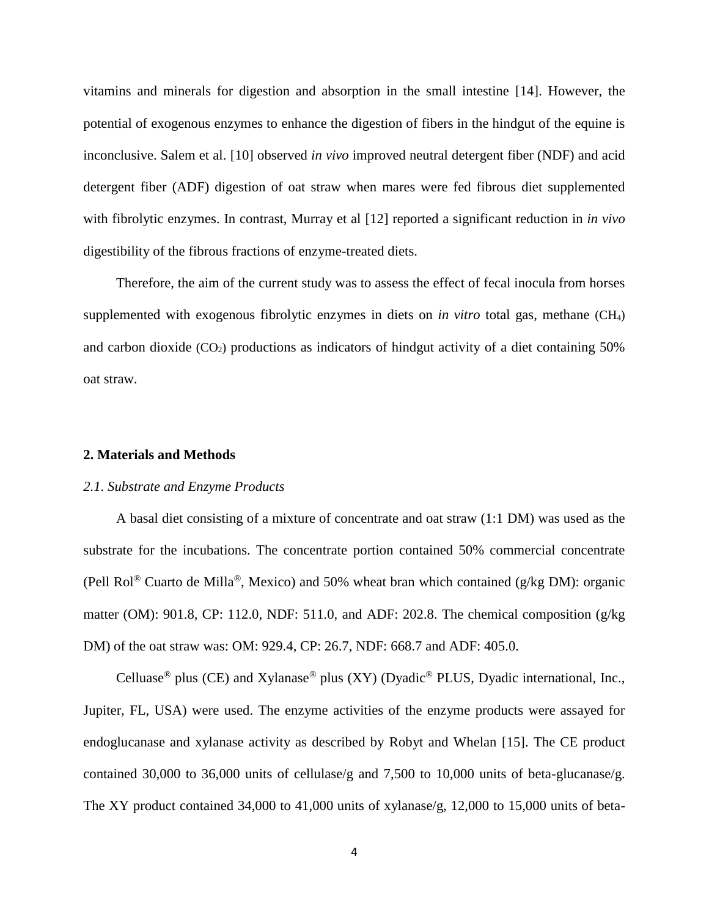vitamins and minerals for digestion and absorption in the small intestine [14]. However, the potential of exogenous enzymes to enhance the digestion of fibers in the hindgut of the equine is inconclusive. Salem et al. [10] observed *in vivo* improved neutral detergent fiber (NDF) and acid detergent fiber (ADF) digestion of oat straw when mares were fed fibrous diet supplemented with fibrolytic enzymes. In contrast, Murray et al [12] reported a significant reduction in *in vivo* digestibility of the fibrous fractions of enzyme-treated diets.

Therefore, the aim of the current study was to assess the effect of fecal inocula from horses supplemented with exogenous fibrolytic enzymes in diets on *in vitro* total gas, methane ($CH_4$) and carbon dioxide ($CO_2$) productions as indicators of hindgut activity of a diet containing 50% oat straw.

## 2. Materials and Methods

### *2.1. Substrate and Enzyme Products*

A basal diet consisting of a mixture of concentrate and oat straw (1:1 DM) was used as the substrate for the incubations. The concentrate portion contained 50% commercial concentrate (Pell Rol® Cuarto de Milla®, Mexico) and 50% wheat bran which contained (g/kg DM): organic matter (OM): 901.8, CP: 112.0, NDF: 511.0, and ADF: 202.8. The chemical composition (g/kg DM) of the oat straw was: OM: 929.4, CP: 26.7, NDF: 668.7 and ADF: 405.0.

Celluase® plus (CE) and Xylanase® plus (XY) (Dyadic® PLUS, Dyadic international, Inc., Jupiter, FL, USA) were used. The enzyme activities of the enzyme products were assayed for endoglucanase and xylanase activity as described by Robyt and Whelan [15]. The CE product contained 30,000 to 36,000 units of cellulase/g and 7,500 to 10,000 units of beta-glucanase/g. The XY product contained 34,000 to 41,000 units of xylanase/g, 12,000 to 15,000 units of beta-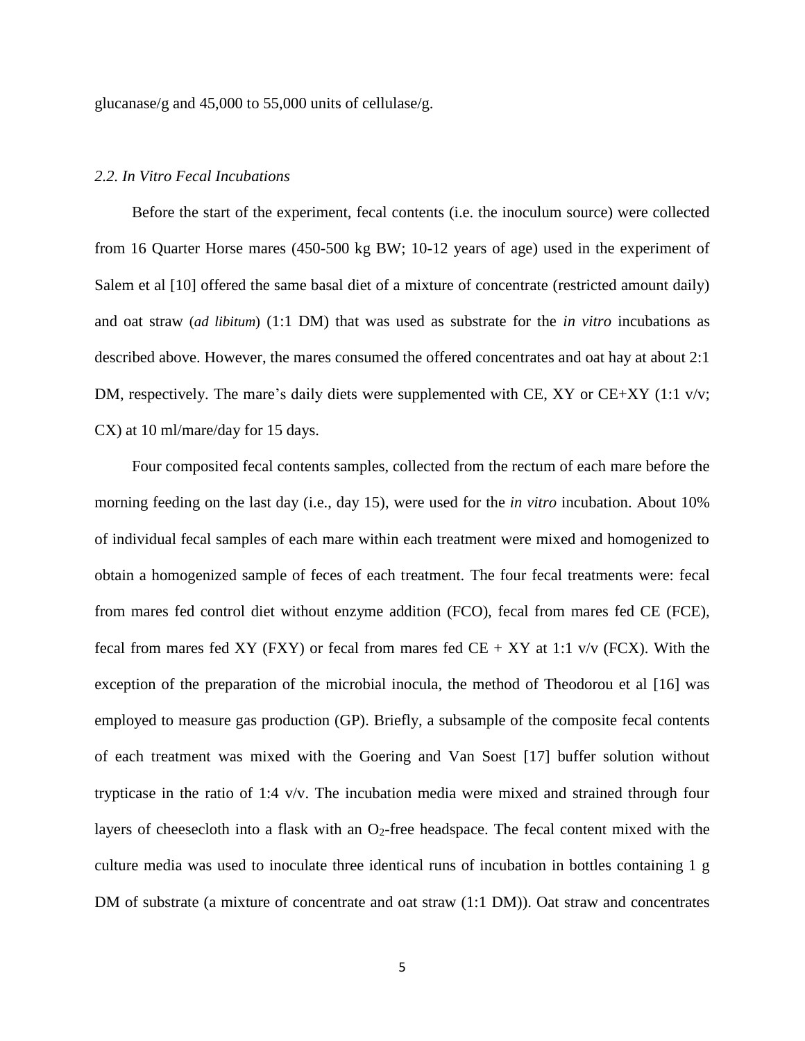glucanase/g and 45,000 to 55,000 units of cellulase/g.

### *2.2. In Vitro Fecal Incubations*

Before the start of the experiment, fecal contents (i.e. the inoculum source) were collected from 16 Quarter Horse mares (450-500 kg BW; 10-12 years of age) used in the experiment of Salem et al [10] offered the same basal diet of a mixture of concentrate (restricted amount daily) and oat straw (*ad libitum*) (1:1 DM) that was used as substrate for the *in vitro* incubations as described above. However, the mares consumed the offered concentrates and oat hay at about 2:1 DM, respectively. The mare's daily diets were supplemented with CE, XY or CE+XY (1:1 v/v; CX) at 10 ml/mare/day for 15 days.

Four composited fecal contents samples, collected from the rectum of each mare before the morning feeding on the last day (i.e., day 15), were used for the *in vitro* incubation. About 10% of individual fecal samples of each mare within each treatment were mixed and homogenized to obtain a homogenized sample of feces of each treatment. The four fecal treatments were: fecal from mares fed control diet without enzyme addition (FCO), fecal from mares fed CE (FCE), fecal from mares fed XY (FXY) or fecal from mares fed CE + XY at 1:1 v/v (FCX). With the exception of the preparation of the microbial inocula, the method of Theodorou et al [16] was employed to measure gas production (GP). Briefly, a subsample of the composite fecal contents of each treatment was mixed with the Goering and Van Soest [17] buffer solution without trypticase in the ratio of 1:4 v/v. The incubation media were mixed and strained through four layers of cheesecloth into a flask with an $O_2$-free headspace. The fecal content mixed with the culture media was used to inoculate three identical runs of incubation in bottles containing 1 g DM of substrate (a mixture of concentrate and oat straw (1:1 DM)). Oat straw and concentrates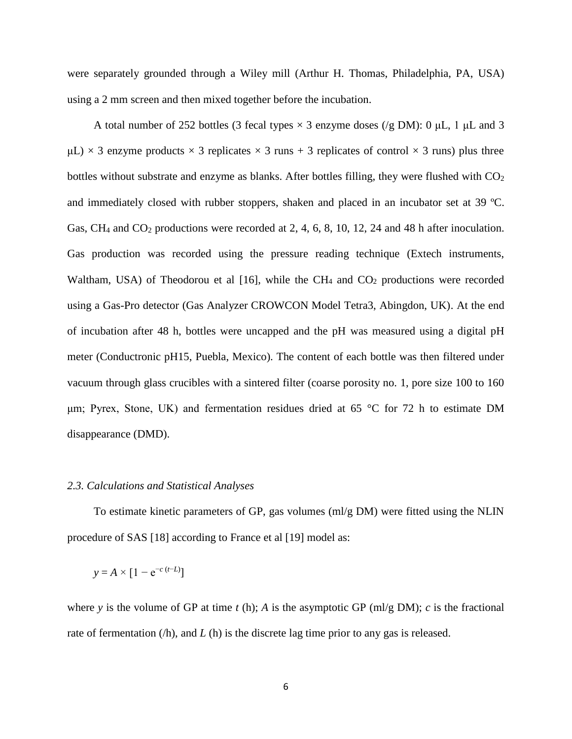were separately grounded through a Wiley mill (Arthur H. Thomas, Philadelphia, PA, USA) using a 2 mm screen and then mixed together before the incubation.

A total number of 252 bottles (3 fecal types × 3 enzyme doses (/g DM): 0 μL, 1 μL and 3 μL) × 3 enzyme products × 3 replicates × 3 runs + 3 replicates of control × 3 runs) plus three bottles without substrate and enzyme as blanks. After bottles filling, they were flushed with $CO_2$ and immediately closed with rubber stoppers, shaken and placed in an incubator set at 39 ºC. Gas, $CH_4$ and $CO_2$ productions were recorded at 2, 4, 6, 8, 10, 12, 24 and 48 h after inoculation. Gas production was recorded using the pressure reading technique (Extech instruments, Waltham, USA) of Theodorou et al [16], while the $CH_4$ and $CO_2$ productions were recorded using a Gas-Pro detector (Gas Analyzer CROWCON Model Tetra3, Abingdon, UK). At the end of incubation after 48 h, bottles were uncapped and the pH was measured using a digital pH meter (Conductronic pH15, Puebla, Mexico). The content of each bottle was then filtered under vacuum through glass crucibles with a sintered filter (coarse porosity no. 1, pore size 100 to 160 μm; Pyrex, Stone, UK) and fermentation residues dried at 65 °C for 72 h to estimate DM disappearance (DMD).

### *2.3. Calculations and Statistical Analyses*

To estimate kinetic parameters of GP, gas volumes (ml/g DM) were fitted using the NLIN procedure of SAS [18] according to France et al [19] model as:

$$y = A \times [1 - e^{-c\,(t-L)}]$$

where $y$ is the volume of GP at time $t$ (h); $A$ is the asymptotic GP (ml/g DM); $c$ is the fractional rate of fermentation (/h), and $L$ (h) is the discrete lag time prior to any gas is released.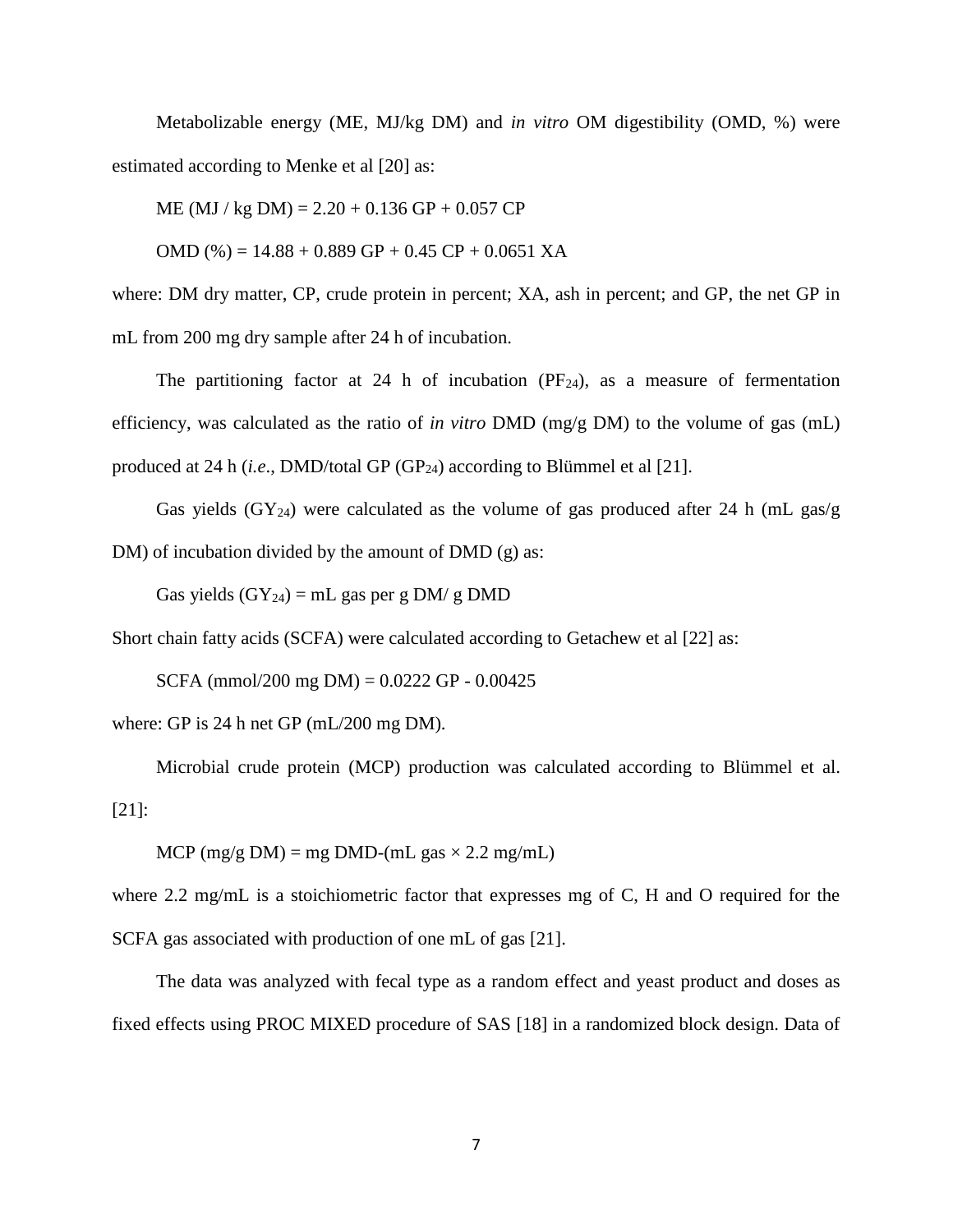Metabolizable energy (ME, MJ/kg DM) and *in vitro* OM digestibility (OMD, %) were estimated according to Menke et al [20] as:

$$\text{ME (MJ / kg DM)} = 2.20 + 0.136\ \text{GP} + 0.057\ \text{CP}$$

$$\text{OMD (\%)} = 14.88 + 0.889\ \text{GP} + 0.45\ \text{CP} + 0.0651\ \text{XA}$$

where: DM dry matter, CP, crude protein in percent; XA, ash in percent; and GP, the net GP in mL from 200 mg dry sample after 24 h of incubation.

The partitioning factor at 24 h of incubation ($PF_{24}$), as a measure of fermentation efficiency, was calculated as the ratio of *in vitro* DMD (mg/g DM) to the volume of gas (mL) produced at 24 h (*i.e.*, DMD/total GP ($GP_{24}$) according to Blümmel et al [21].

Gas yields ($GY_{24}$) were calculated as the volume of gas produced after 24 h (mL gas/g DM) of incubation divided by the amount of DMD (g) as:

$$\text{Gas yields } (GY_{24}) = \text{mL gas per g DM/ g DMD}$$

Short chain fatty acids (SCFA) were calculated according to Getachew et al [22] as:

$$\text{SCFA (mmol/200 mg DM)} = 0.0222\ \text{GP} - 0.00425$$

where: GP is 24 h net GP (mL/200 mg DM).

Microbial crude protein (MCP) production was calculated according to Blümmel et al. [21]:

$$\text{MCP (mg/g DM)} = \text{mg DMD} - (\text{mL gas} \times 2.2\ \text{mg/mL})$$

where 2.2 mg/mL is a stoichiometric factor that expresses mg of C, H and O required for the SCFA gas associated with production of one mL of gas [21].

The data was analyzed with fecal type as a random effect and yeast product and doses as fixed effects using PROC MIXED procedure of SAS [18] in a randomized block design. Data of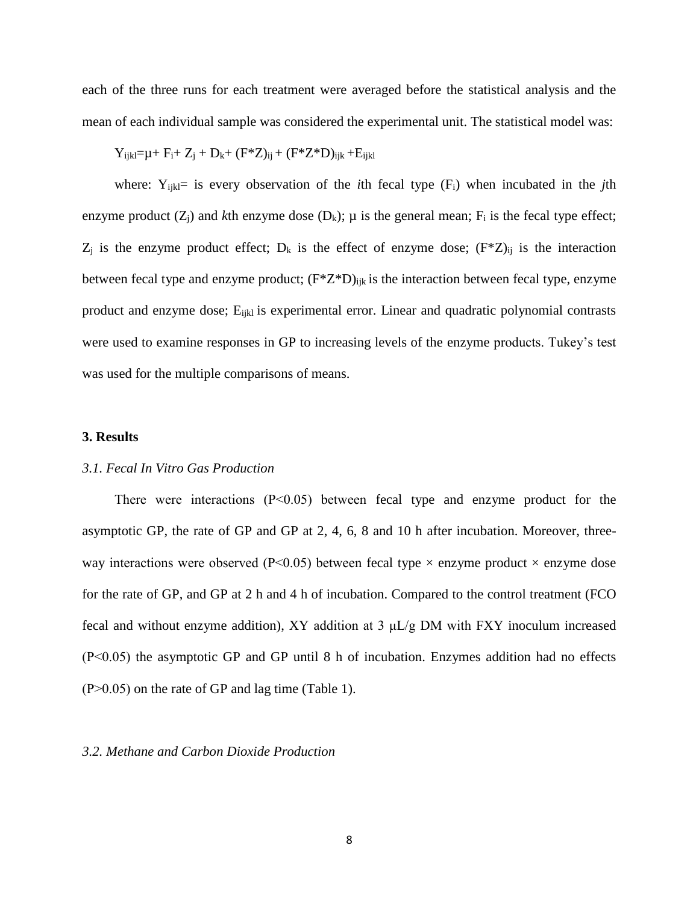each of the three runs for each treatment were averaged before the statistical analysis and the mean of each individual sample was considered the experimental unit. The statistical model was:

$$Y_{ijkl}=\mu + F_i + Z_j + D_k + (F*Z)_{ij} + (F*Z*D)_{ijk} + E_{ijkl}$$

where: $Y_{ijkl}$= is every observation of the *i*th fecal type ($F_i$) when incubated in the *j*th enzyme product ($Z_j$) and *k*th enzyme dose ($D_k$); μ is the general mean; $F_i$ is the fecal type effect; $Z_j$ is the enzyme product effect; $D_k$ is the effect of enzyme dose; $(F*Z)_{ij}$ is the interaction between fecal type and enzyme product; $(F*Z*D)_{ijk}$ is the interaction between fecal type, enzyme product and enzyme dose; $E_{ijkl}$ is experimental error. Linear and quadratic polynomial contrasts were used to examine responses in GP to increasing levels of the enzyme products. Tukey's test was used for the multiple comparisons of means.

## 3. Results

### *3.1. Fecal In Vitro Gas Production*

There were interactions ($P<0.05$) between fecal type and enzyme product for the asymptotic GP, the rate of GP and GP at 2, 4, 6, 8 and 10 h after incubation. Moreover, three-way interactions were observed ($P<0.05$) between fecal type × enzyme product × enzyme dose for the rate of GP, and GP at 2 h and 4 h of incubation. Compared to the control treatment (FCO fecal and without enzyme addition), XY addition at 3 μL/g DM with FXY inoculum increased ($P<0.05$) the asymptotic GP and GP until 8 h of incubation. Enzymes addition had no effects ($P>0.05$) on the rate of GP and lag time (Table 1).

### *3.2. Methane and Carbon Dioxide Production*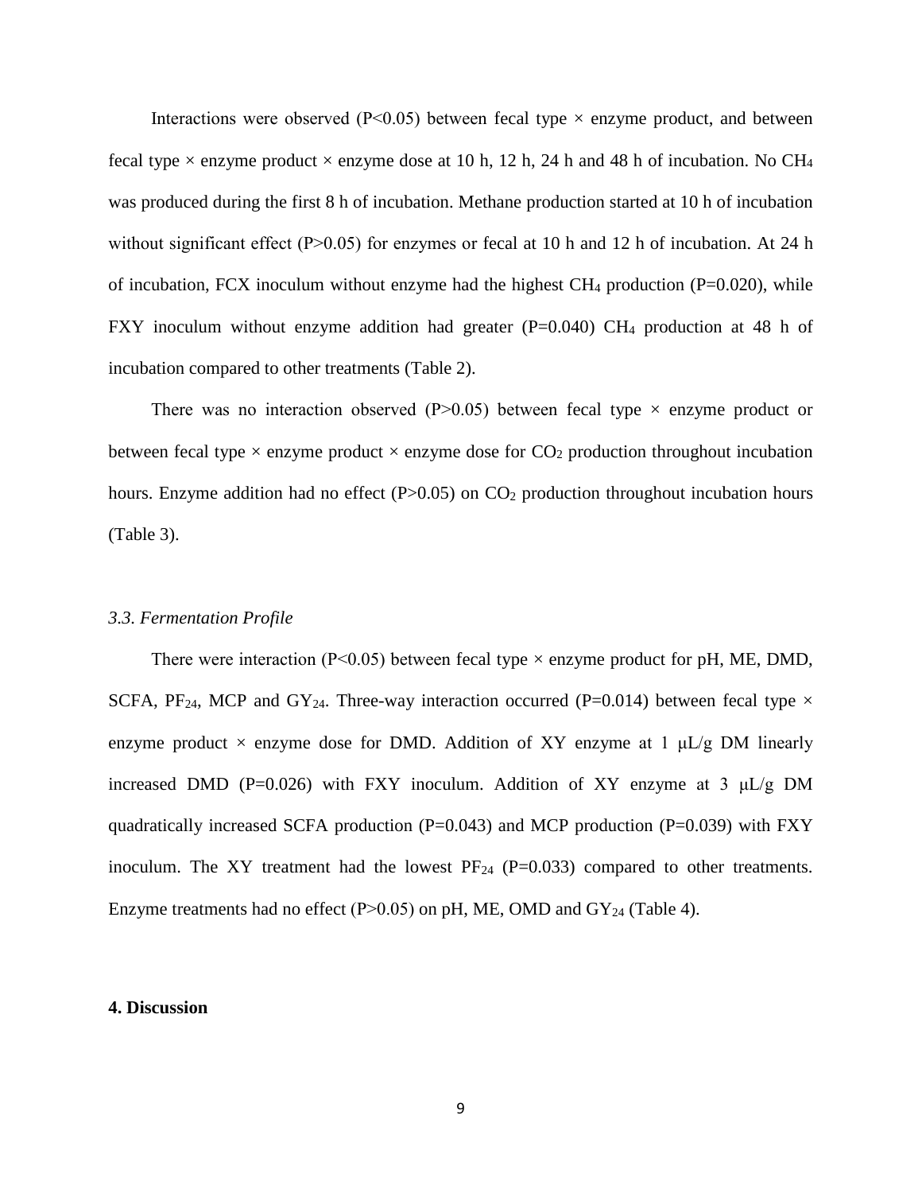Interactions were observed ($P<0.05$) between fecal type × enzyme product, and between fecal type × enzyme product × enzyme dose at 10 h, 12 h, 24 h and 48 h of incubation. No $CH_4$ was produced during the first 8 h of incubation. Methane production started at 10 h of incubation without significant effect ($P>0.05$) for enzymes or fecal at 10 h and 12 h of incubation. At 24 h of incubation, FCX inoculum without enzyme had the highest $CH_4$ production ($P=0.020$), while FXY inoculum without enzyme addition had greater ($P=0.040$) $CH_4$ production at 48 h of incubation compared to other treatments (Table 2).

There was no interaction observed ($P>0.05$) between fecal type × enzyme product or between fecal type × enzyme product × enzyme dose for $CO_2$ production throughout incubation hours. Enzyme addition had no effect ($P>0.05$) on $CO_2$ production throughout incubation hours (Table 3).

### *3.3. Fermentation Profile*

There were interaction ($P<0.05$) between fecal type × enzyme product for pH, ME, DMD, SCFA, $PF_{24}$, MCP and $GY_{24}$. Three-way interaction occurred ($P=0.014$) between fecal type × enzyme product × enzyme dose for DMD. Addition of XY enzyme at 1 μL/g DM linearly increased DMD ($P=0.026$) with FXY inoculum. Addition of XY enzyme at 3 μL/g DM quadratically increased SCFA production ($P=0.043$) and MCP production ($P=0.039$) with FXY inoculum. The XY treatment had the lowest $PF_{24}$ ($P=0.033$) compared to other treatments. Enzyme treatments had no effect ($P>0.05$) on pH, ME, OMD and $GY_{24}$ (Table 4).

## 4. Discussion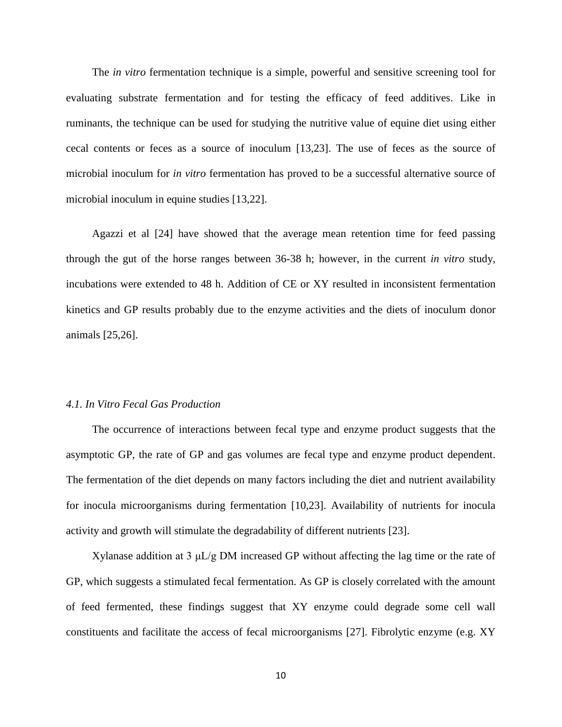The *in vitro* fermentation technique is a simple, powerful and sensitive screening tool for evaluating substrate fermentation and for testing the efficacy of feed additives. Like in ruminants, the technique can be used for studying the nutritive value of equine diet using either cecal contents or feces as a source of inoculum [13,23]. The use of feces as the source of microbial inoculum for *in vitro* fermentation has proved to be a successful alternative source of microbial inoculum in equine studies [13,22].

Agazzi et al [24] have showed that the average mean retention time for feed passing through the gut of the horse ranges between 36-38 h; however, in the current *in vitro* study, incubations were extended to 48 h. Addition of CE or XY resulted in inconsistent fermentation kinetics and GP results probably due to the enzyme activities and the diets of inoculum donor animals [25,26].

### *4.1. In Vitro Fecal Gas Production*

The occurrence of interactions between fecal type and enzyme product suggests that the asymptotic GP, the rate of GP and gas volumes are fecal type and enzyme product dependent. The fermentation of the diet depends on many factors including the diet and nutrient availability for inocula microorganisms during fermentation [10,23]. Availability of nutrients for inocula activity and growth will stimulate the degradability of different nutrients [23].

Xylanase addition at 3 μL/g DM increased GP without affecting the lag time or the rate of GP, which suggests a stimulated fecal fermentation. As GP is closely correlated with the amount of feed fermented, these findings suggest that XY enzyme could degrade some cell wall constituents and facilitate the access of fecal microorganisms [27]. Fibrolytic enzyme (e.g. XY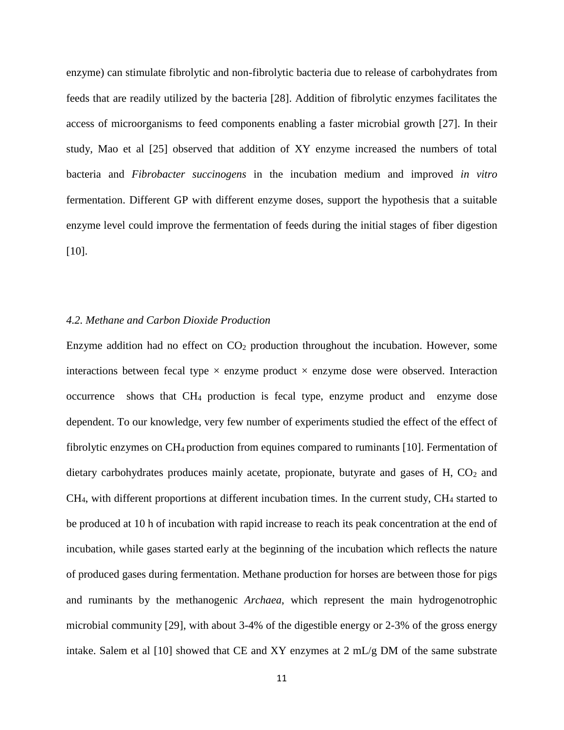enzyme) can stimulate fibrolytic and non-fibrolytic bacteria due to release of carbohydrates from feeds that are readily utilized by the bacteria [28]. Addition of fibrolytic enzymes facilitates the access of microorganisms to feed components enabling a faster microbial growth [27]. In their study, Mao et al [25] observed that addition of XY enzyme increased the numbers of total bacteria and *Fibrobacter succinogens* in the incubation medium and improved *in vitro* fermentation. Different GP with different enzyme doses, support the hypothesis that a suitable enzyme level could improve the fermentation of feeds during the initial stages of fiber digestion [10].

*4.2. Methane and Carbon Dioxide Production*

Enzyme addition had no effect on $CO_2$ production throughout the incubation. However, some interactions between fecal type × enzyme product × enzyme dose were observed. Interaction occurrence shows that $CH_4$ production is fecal type, enzyme product and enzyme dose dependent. To our knowledge, very few number of experiments studied the effect of the effect of fibrolytic enzymes on $CH_4$ production from equines compared to ruminants [10]. Fermentation of dietary carbohydrates produces mainly acetate, propionate, butyrate and gases of H, $CO_2$ and $CH_4$, with different proportions at different incubation times. In the current study, $CH_4$ started to be produced at 10 h of incubation with rapid increase to reach its peak concentration at the end of incubation, while gases started early at the beginning of the incubation which reflects the nature of produced gases during fermentation. Methane production for horses are between those for pigs and ruminants by the methanogenic *Archaea*, which represent the main hydrogenotrophic microbial community [29], with about 3-4% of the digestible energy or 2-3% of the gross energy intake. Salem et al [10] showed that CE and XY enzymes at 2 mL/g DM of the same substrate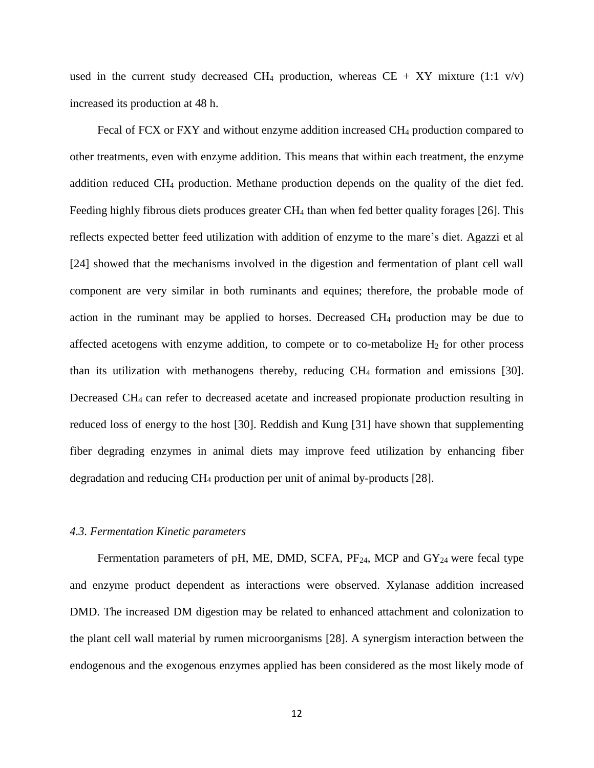used in the current study decreased $CH_4$ production, whereas CE + XY mixture (1:1 v/v) increased its production at 48 h.

Fecal of FCX or FXY and without enzyme addition increased $CH_4$ production compared to other treatments, even with enzyme addition. This means that within each treatment, the enzyme addition reduced $CH_4$ production. Methane production depends on the quality of the diet fed. Feeding highly fibrous diets produces greater $CH_4$ than when fed better quality forages [26]. This reflects expected better feed utilization with addition of enzyme to the mare's diet. Agazzi et al [24] showed that the mechanisms involved in the digestion and fermentation of plant cell wall component are very similar in both ruminants and equines; therefore, the probable mode of action in the ruminant may be applied to horses. Decreased $CH_4$ production may be due to affected acetogens with enzyme addition, to compete or to co-metabolize $H_2$ for other process than its utilization with methanogens thereby, reducing $CH_4$ formation and emissions [30]. Decreased $CH_4$ can refer to decreased acetate and increased propionate production resulting in reduced loss of energy to the host [30]. Reddish and Kung [31] have shown that supplementing fiber degrading enzymes in animal diets may improve feed utilization by enhancing fiber degradation and reducing $CH_4$ production per unit of animal by-products [28].

### *4.3. Fermentation Kinetic parameters*

Fermentation parameters of pH, ME, DMD, SCFA, $PF_{24}$, MCP and $GY_{24}$ were fecal type and enzyme product dependent as interactions were observed. Xylanase addition increased DMD. The increased DM digestion may be related to enhanced attachment and colonization to the plant cell wall material by rumen microorganisms [28]. A synergism interaction between the endogenous and the exogenous enzymes applied has been considered as the most likely mode of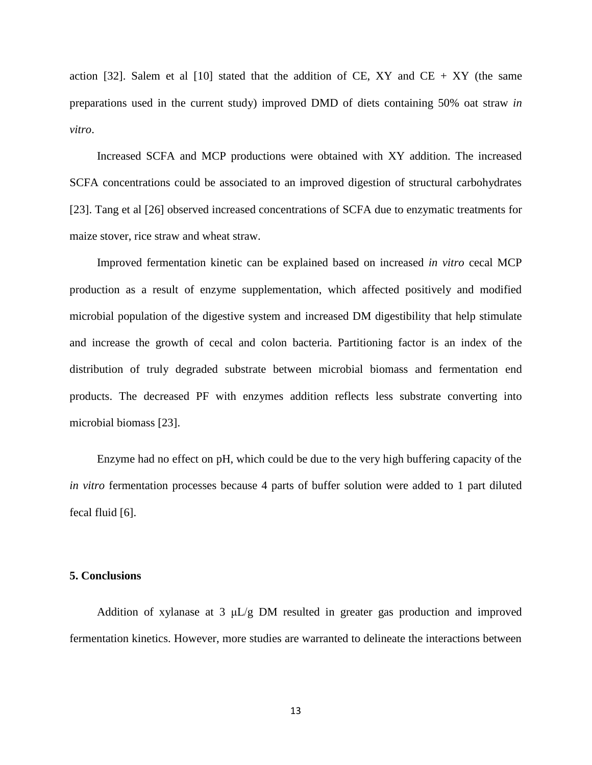action [32]. Salem et al [10] stated that the addition of CE, XY and CE + XY (the same preparations used in the current study) improved DMD of diets containing 50% oat straw *in vitro*.

Increased SCFA and MCP productions were obtained with XY addition. The increased SCFA concentrations could be associated to an improved digestion of structural carbohydrates [23]. Tang et al [26] observed increased concentrations of SCFA due to enzymatic treatments for maize stover, rice straw and wheat straw.

Improved fermentation kinetic can be explained based on increased *in vitro* cecal MCP production as a result of enzyme supplementation, which affected positively and modified microbial population of the digestive system and increased DM digestibility that help stimulate and increase the growth of cecal and colon bacteria. Partitioning factor is an index of the distribution of truly degraded substrate between microbial biomass and fermentation end products. The decreased PF with enzymes addition reflects less substrate converting into microbial biomass [23].

Enzyme had no effect on pH, which could be due to the very high buffering capacity of the *in vitro* fermentation processes because 4 parts of buffer solution were added to 1 part diluted fecal fluid [6].

## 5. Conclusions

Addition of xylanase at 3 μL/g DM resulted in greater gas production and improved fermentation kinetics. However, more studies are warranted to delineate the interactions between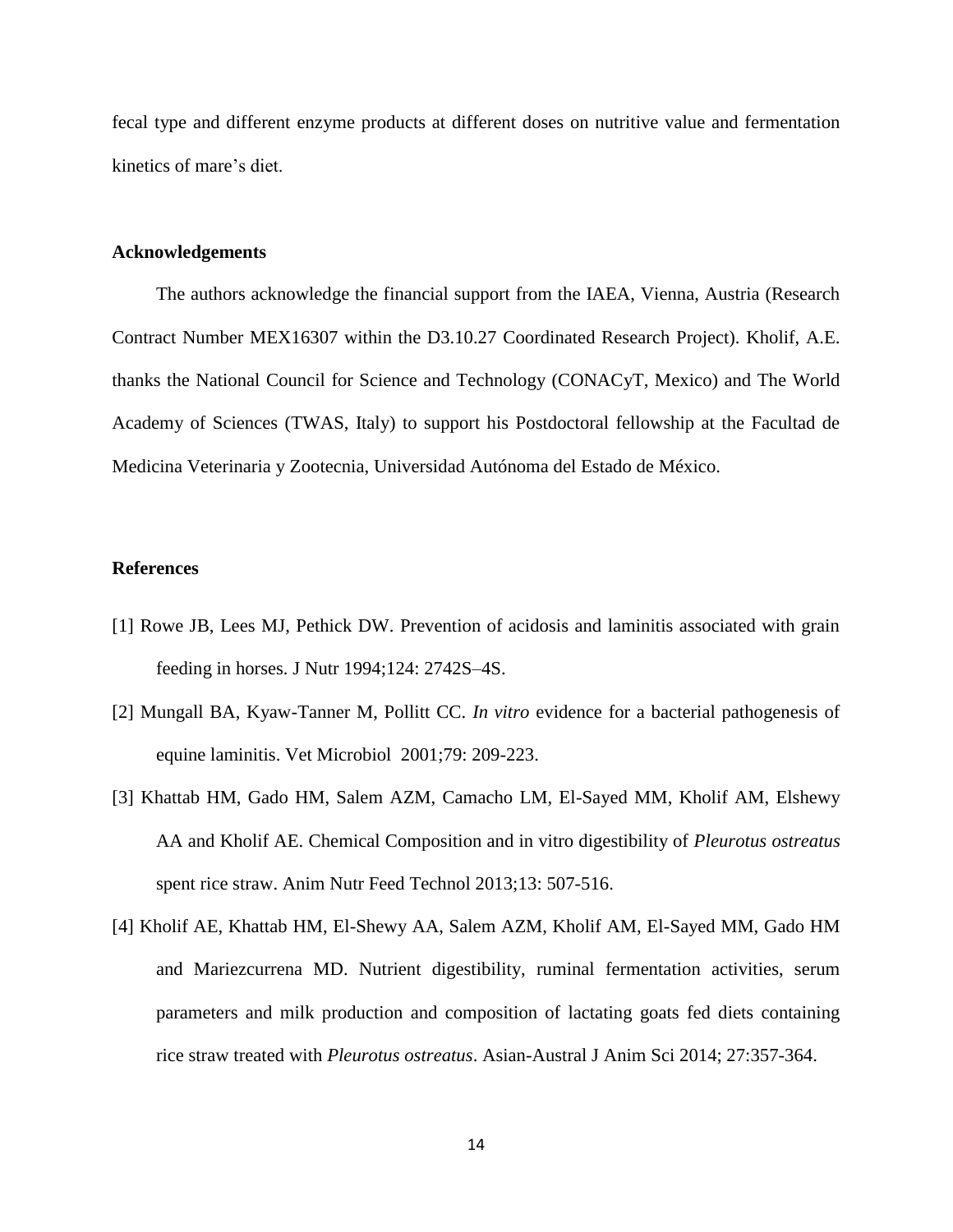fecal type and different enzyme products at different doses on nutritive value and fermentation kinetics of mare's diet.

## Acknowledgements

The authors acknowledge the financial support from the IAEA, Vienna, Austria (Research Contract Number MEX16307 within the D3.10.27 Coordinated Research Project). Kholif, A.E. thanks the National Council for Science and Technology (CONACyT, Mexico) and The World Academy of Sciences (TWAS, Italy) to support his Postdoctoral fellowship at the Facultad de Medicina Veterinaria y Zootecnia, Universidad Autónoma del Estado de México.

## References

[1] Rowe JB, Lees MJ, Pethick DW. Prevention of acidosis and laminitis associated with grain feeding in horses. J Nutr 1994;124: 2742S–4S.

[2] Mungall BA, Kyaw-Tanner M, Pollitt CC. *In vitro* evidence for a bacterial pathogenesis of equine laminitis. Vet Microbiol 2001;79: 209-223.

[3] Khattab HM, Gado HM, Salem AZM, Camacho LM, El-Sayed MM, Kholif AM, Elshewy AA and Kholif AE. Chemical Composition and in vitro digestibility of *Pleurotus ostreatus* spent rice straw. Anim Nutr Feed Technol 2013;13: 507-516.

[4] Kholif AE, Khattab HM, El-Shewy AA, Salem AZM, Kholif AM, El-Sayed MM, Gado HM and Mariezcurrena MD. Nutrient digestibility, ruminal fermentation activities, serum parameters and milk production and composition of lactating goats fed diets containing rice straw treated with *Pleurotus ostreatus*. Asian-Austral J Anim Sci 2014; 27:357-364.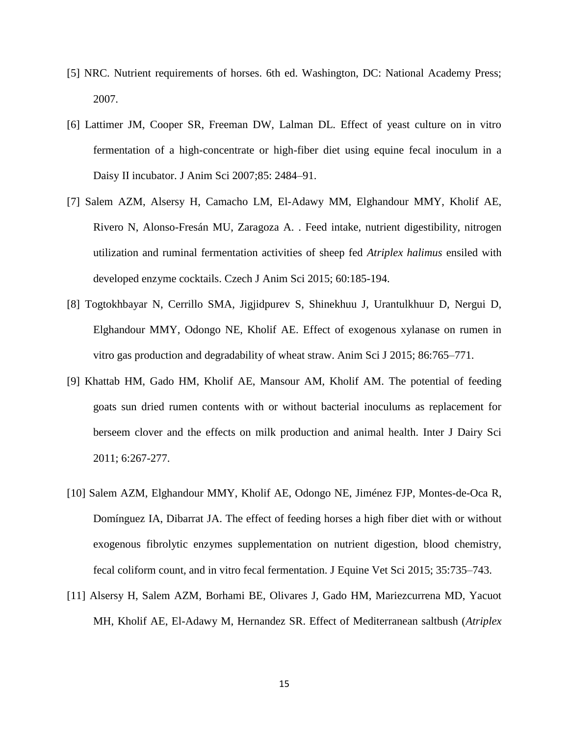[5] NRC. Nutrient requirements of horses. 6th ed. Washington, DC: National Academy Press; 2007.

[6] Lattimer JM, Cooper SR, Freeman DW, Lalman DL. Effect of yeast culture on in vitro fermentation of a high-concentrate or high-fiber diet using equine fecal inoculum in a Daisy II incubator. J Anim Sci 2007;85: 2484–91.

[7] Salem AZM, Alsersy H, Camacho LM, El-Adawy MM, Elghandour MMY, Kholif AE, Rivero N, Alonso-Fresán MU, Zaragoza A. . Feed intake, nutrient digestibility, nitrogen utilization and ruminal fermentation activities of sheep fed *Atriplex halimus* ensiled with developed enzyme cocktails. Czech J Anim Sci 2015; 60:185-194.

[8] Togtokhbayar N, Cerrillo SMA, Jigjidpurev S, Shinekhuu J, Urantulkhuur D, Nergui D, Elghandour MMY, Odongo NE, Kholif AE. Effect of exogenous xylanase on rumen in vitro gas production and degradability of wheat straw. Anim Sci J 2015; 86:765–771.

[9] Khattab HM, Gado HM, Kholif AE, Mansour AM, Kholif AM. The potential of feeding goats sun dried rumen contents with or without bacterial inoculums as replacement for berseem clover and the effects on milk production and animal health. Inter J Dairy Sci 2011; 6:267-277.

[10] Salem AZM, Elghandour MMY, Kholif AE, Odongo NE, Jiménez FJP, Montes-de-Oca R, Domínguez IA, Dibarrat JA. The effect of feeding horses a high fiber diet with or without exogenous fibrolytic enzymes supplementation on nutrient digestion, blood chemistry, fecal coliform count, and in vitro fecal fermentation. J Equine Vet Sci 2015; 35:735–743.

[11] Alsersy H, Salem AZM, Borhami BE, Olivares J, Gado HM, Mariezcurrena MD, Yacuot MH, Kholif AE, El-Adawy M, Hernandez SR. Effect of Mediterranean saltbush (*Atriplex*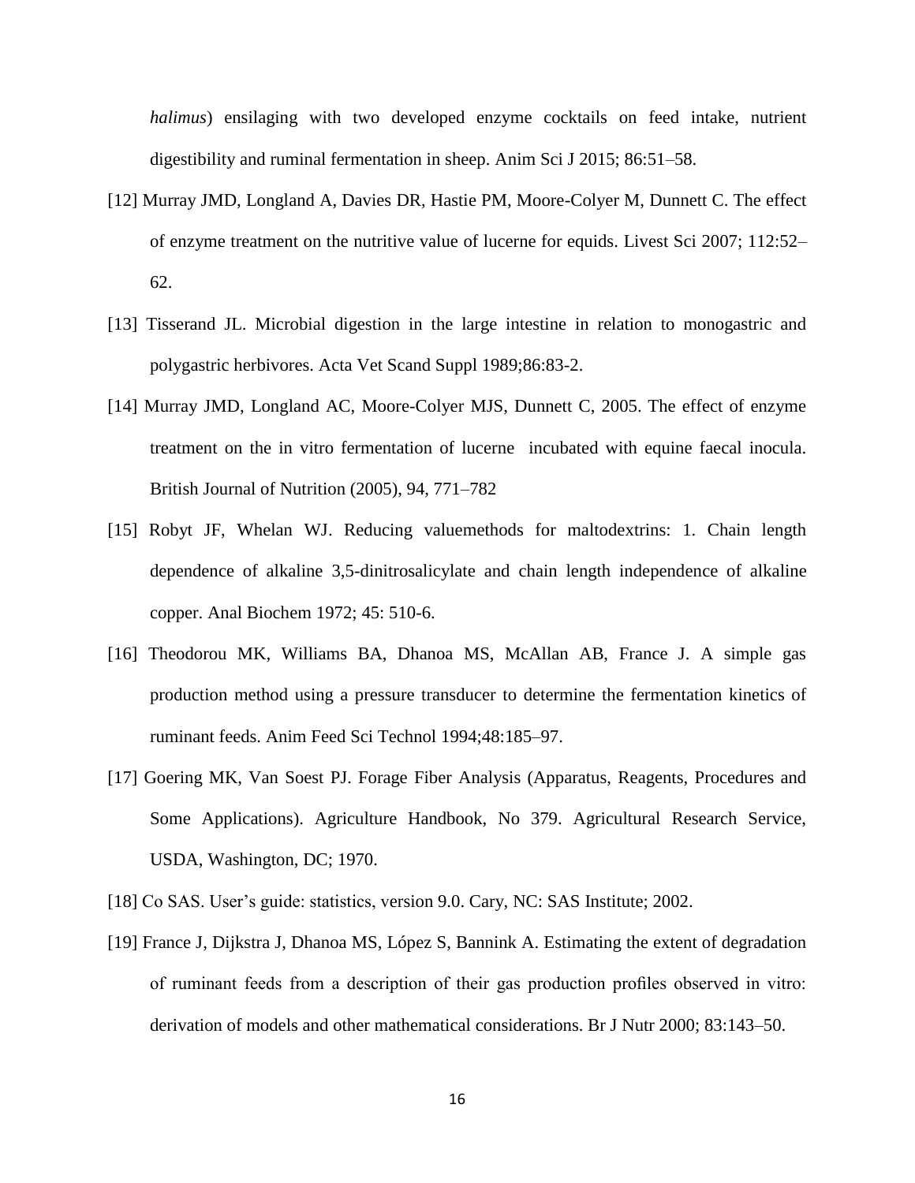*halimus*) ensilaging with two developed enzyme cocktails on feed intake, nutrient digestibility and ruminal fermentation in sheep. Anim Sci J 2015; 86:51–58.

[12] Murray JMD, Longland A, Davies DR, Hastie PM, Moore-Colyer M, Dunnett C. The effect of enzyme treatment on the nutritive value of lucerne for equids. Livest Sci 2007; 112:52–62.

[13] Tisserand JL. Microbial digestion in the large intestine in relation to monogastric and polygastric herbivores. Acta Vet Scand Suppl 1989;86:83-2.

[14] Murray JMD, Longland AC, Moore-Colyer MJS, Dunnett C, 2005. The effect of enzyme treatment on the in vitro fermentation of lucerne incubated with equine faecal inocula. British Journal of Nutrition (2005), 94, 771–782

[15] Robyt JF, Whelan WJ. Reducing valuemethods for maltodextrins: 1. Chain length dependence of alkaline 3,5-dinitrosalicylate and chain length independence of alkaline copper. Anal Biochem 1972; 45: 510-6.

[16] Theodorou MK, Williams BA, Dhanoa MS, McAllan AB, France J. A simple gas production method using a pressure transducer to determine the fermentation kinetics of ruminant feeds. Anim Feed Sci Technol 1994;48:185–97.

[17] Goering MK, Van Soest PJ. Forage Fiber Analysis (Apparatus, Reagents, Procedures and Some Applications). Agriculture Handbook, No 379. Agricultural Research Service, USDA, Washington, DC; 1970.

[18] Co SAS. User's guide: statistics, version 9.0. Cary, NC: SAS Institute; 2002.

[19] France J, Dijkstra J, Dhanoa MS, López S, Bannink A. Estimating the extent of degradation of ruminant feeds from a description of their gas production profiles observed in vitro: derivation of models and other mathematical considerations. Br J Nutr 2000; 83:143–50.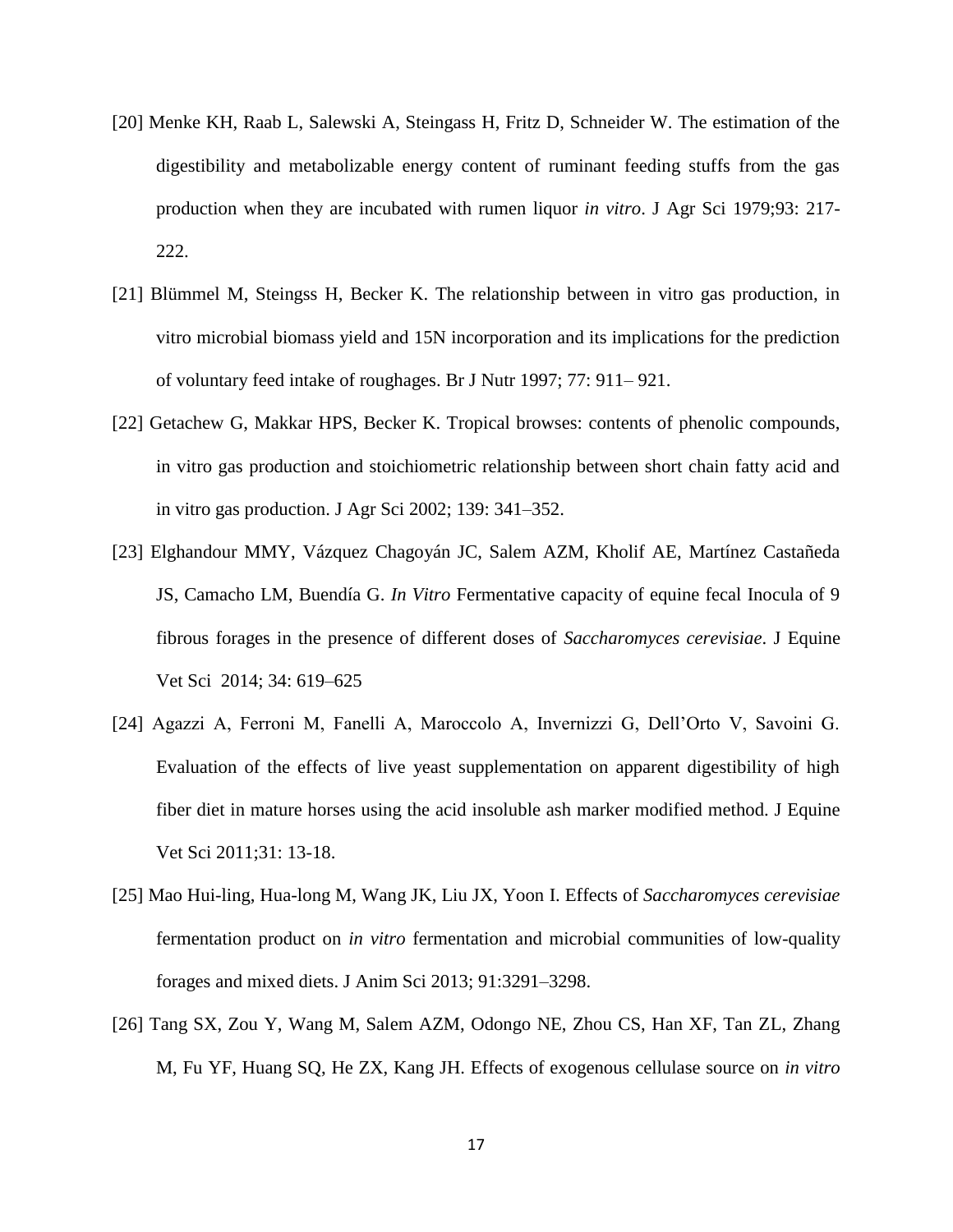[20] Menke KH, Raab L, Salewski A, Steingass H, Fritz D, Schneider W. The estimation of the digestibility and metabolizable energy content of ruminant feeding stuffs from the gas production when they are incubated with rumen liquor *in vitro*. J Agr Sci 1979;93: 217-222.

[21] Blümmel M, Steingss H, Becker K. The relationship between in vitro gas production, in vitro microbial biomass yield and 15N incorporation and its implications for the prediction of voluntary feed intake of roughages. Br J Nutr 1997; 77: 911– 921.

[22] Getachew G, Makkar HPS, Becker K. Tropical browses: contents of phenolic compounds, in vitro gas production and stoichiometric relationship between short chain fatty acid and in vitro gas production. J Agr Sci 2002; 139: 341–352.

[23] Elghandour MMY, Vázquez Chagoyán JC, Salem AZM, Kholif AE, Martínez Castañeda JS, Camacho LM, Buendía G. *In Vitro* Fermentative capacity of equine fecal Inocula of 9 fibrous forages in the presence of different doses of *Saccharomyces cerevisiae*. J Equine Vet Sci 2014; 34: 619–625

[24] Agazzi A, Ferroni M, Fanelli A, Maroccolo A, Invernizzi G, Dell'Orto V, Savoini G. Evaluation of the effects of live yeast supplementation on apparent digestibility of high fiber diet in mature horses using the acid insoluble ash marker modified method. J Equine Vet Sci 2011;31: 13-18.

[25] Mao Hui-ling, Hua-long M, Wang JK, Liu JX, Yoon I. Effects of *Saccharomyces cerevisiae* fermentation product on *in vitro* fermentation and microbial communities of low-quality forages and mixed diets. J Anim Sci 2013; 91:3291–3298.

[26] Tang SX, Zou Y, Wang M, Salem AZM, Odongo NE, Zhou CS, Han XF, Tan ZL, Zhang M, Fu YF, Huang SQ, He ZX, Kang JH. Effects of exogenous cellulase source on *in vitro*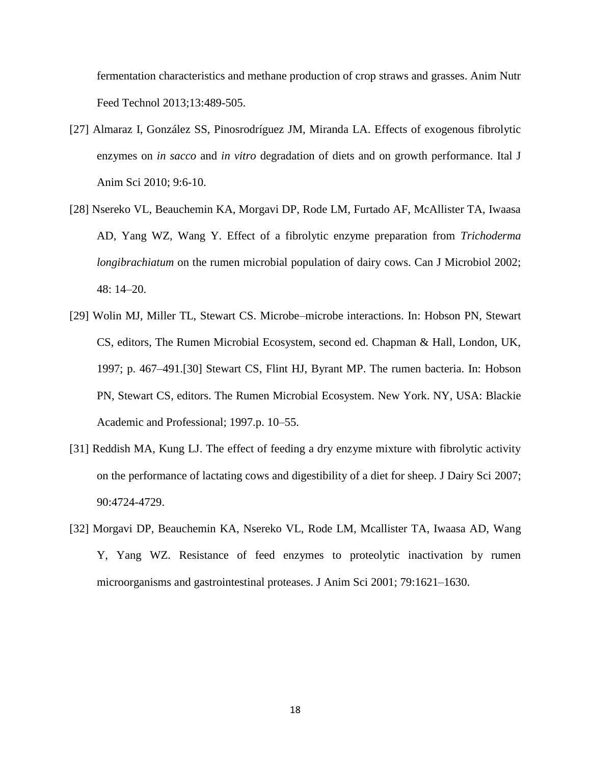fermentation characteristics and methane production of crop straws and grasses. Anim Nutr Feed Technol 2013;13:489-505.

[27] Almaraz I, González SS, Pinosrodríguez JM, Miranda LA. Effects of exogenous fibrolytic enzymes on *in sacco* and *in vitro* degradation of diets and on growth performance. Ital J Anim Sci 2010; 9:6-10.

[28] Nsereko VL, Beauchemin KA, Morgavi DP, Rode LM, Furtado AF, McAllister TA, Iwaasa AD, Yang WZ, Wang Y. Effect of a fibrolytic enzyme preparation from *Trichoderma longibrachiatum* on the rumen microbial population of dairy cows. Can J Microbiol 2002; 48: 14–20.

[29] Wolin MJ, Miller TL, Stewart CS. Microbe–microbe interactions. In: Hobson PN, Stewart CS, editors, The Rumen Microbial Ecosystem, second ed. Chapman & Hall, London, UK, 1997; p. 467–491.[30] Stewart CS, Flint HJ, Byrant MP. The rumen bacteria. In: Hobson PN, Stewart CS, editors. The Rumen Microbial Ecosystem. New York. NY, USA: Blackie Academic and Professional; 1997.p. 10–55.

[31] Reddish MA, Kung LJ. The effect of feeding a dry enzyme mixture with fibrolytic activity on the performance of lactating cows and digestibility of a diet for sheep. J Dairy Sci 2007; 90:4724-4729.

[32] Morgavi DP, Beauchemin KA, Nsereko VL, Rode LM, Mcallister TA, Iwaasa AD, Wang Y, Yang WZ. Resistance of feed enzymes to proteolytic inactivation by rumen microorganisms and gastrointestinal proteases. J Anim Sci 2001; 79:1621–1630.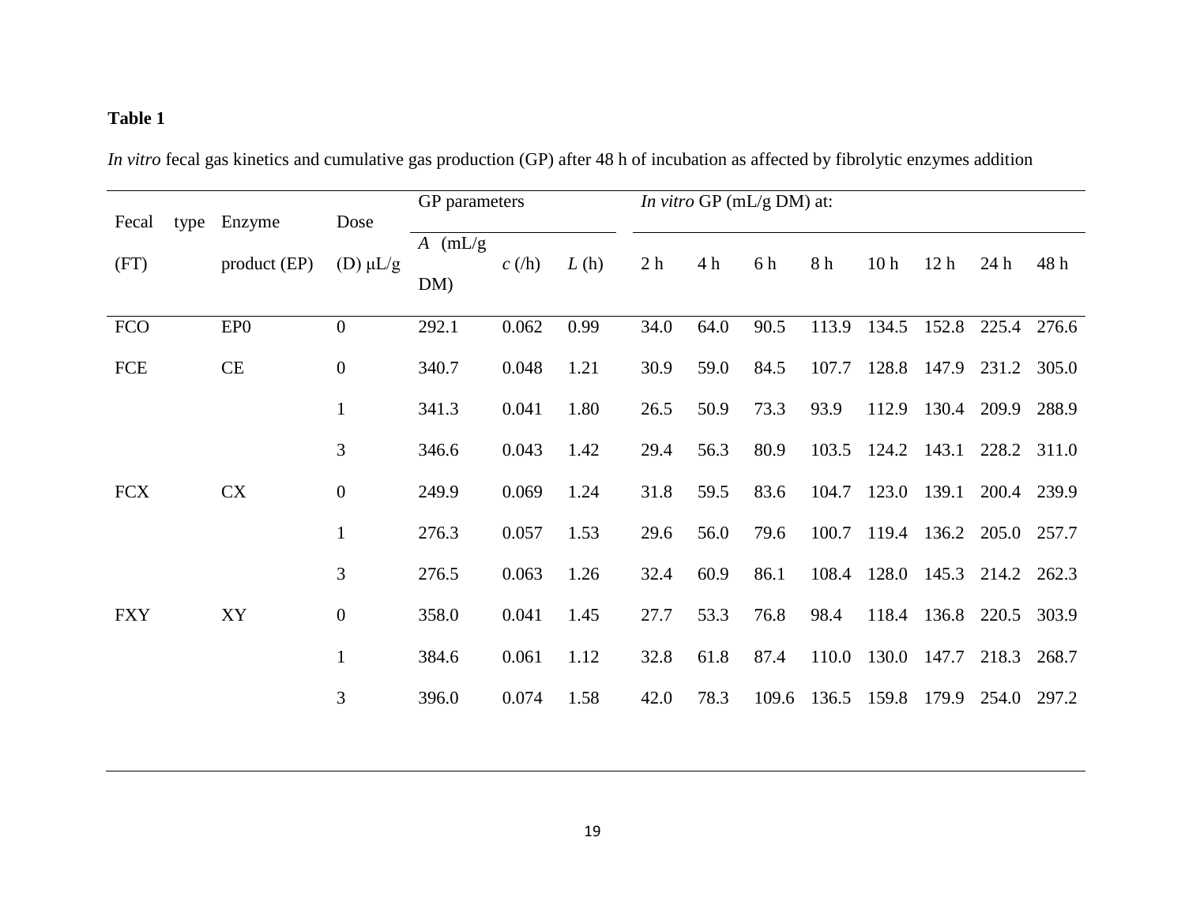**Table 1**

*In vitro* fecal gas kinetics and cumulative gas production (GP) after 48 h of incubation as affected by fibrolytic enzymes addition

| Fecal type (FT) | Enzyme product (EP) | Dose (D) μL/g | GP parameters | | | *In vitro* GP (mL/g DM) at: | | | | | | | |
|---|---|---|---|---|---|---|---|---|---|---|---|---|---|
| | | | *A* (mL/g DM) | *c* (/h) | *L* (h) | 2 h | 4 h | 6 h | 8 h | 10 h | 12 h | 24 h | 48 h |
| FCO | EP0 | 0 | 292.1 | 0.062 | 0.99 | 34.0 | 64.0 | 90.5 | 113.9 | 134.5 | 152.8 | 225.4 | 276.6 |
| FCE | CE | 0 | 340.7 | 0.048 | 1.21 | 30.9 | 59.0 | 84.5 | 107.7 | 128.8 | 147.9 | 231.2 | 305.0 |
| | | 1 | 341.3 | 0.041 | 1.80 | 26.5 | 50.9 | 73.3 | 93.9 | 112.9 | 130.4 | 209.9 | 288.9 |
| | | 3 | 346.6 | 0.043 | 1.42 | 29.4 | 56.3 | 80.9 | 103.5 | 124.2 | 143.1 | 228.2 | 311.0 |
| FCX | CX | 0 | 249.9 | 0.069 | 1.24 | 31.8 | 59.5 | 83.6 | 104.7 | 123.0 | 139.1 | 200.4 | 239.9 |
| | | 1 | 276.3 | 0.057 | 1.53 | 29.6 | 56.0 | 79.6 | 100.7 | 119.4 | 136.2 | 205.0 | 257.7 |
| | | 3 | 276.5 | 0.063 | 1.26 | 32.4 | 60.9 | 86.1 | 108.4 | 128.0 | 145.3 | 214.2 | 262.3 |
| FXY | XY | 0 | 358.0 | 0.041 | 1.45 | 27.7 | 53.3 | 76.8 | 98.4 | 118.4 | 136.8 | 220.5 | 303.9 |
| | | 1 | 384.6 | 0.061 | 1.12 | 32.8 | 61.8 | 87.4 | 110.0 | 130.0 | 147.7 | 218.3 | 268.7 |
| | | 3 | 396.0 | 0.074 | 1.58 | 42.0 | 78.3 | 109.6 | 136.5 | 159.8 | 179.9 | 254.0 | 297.2 |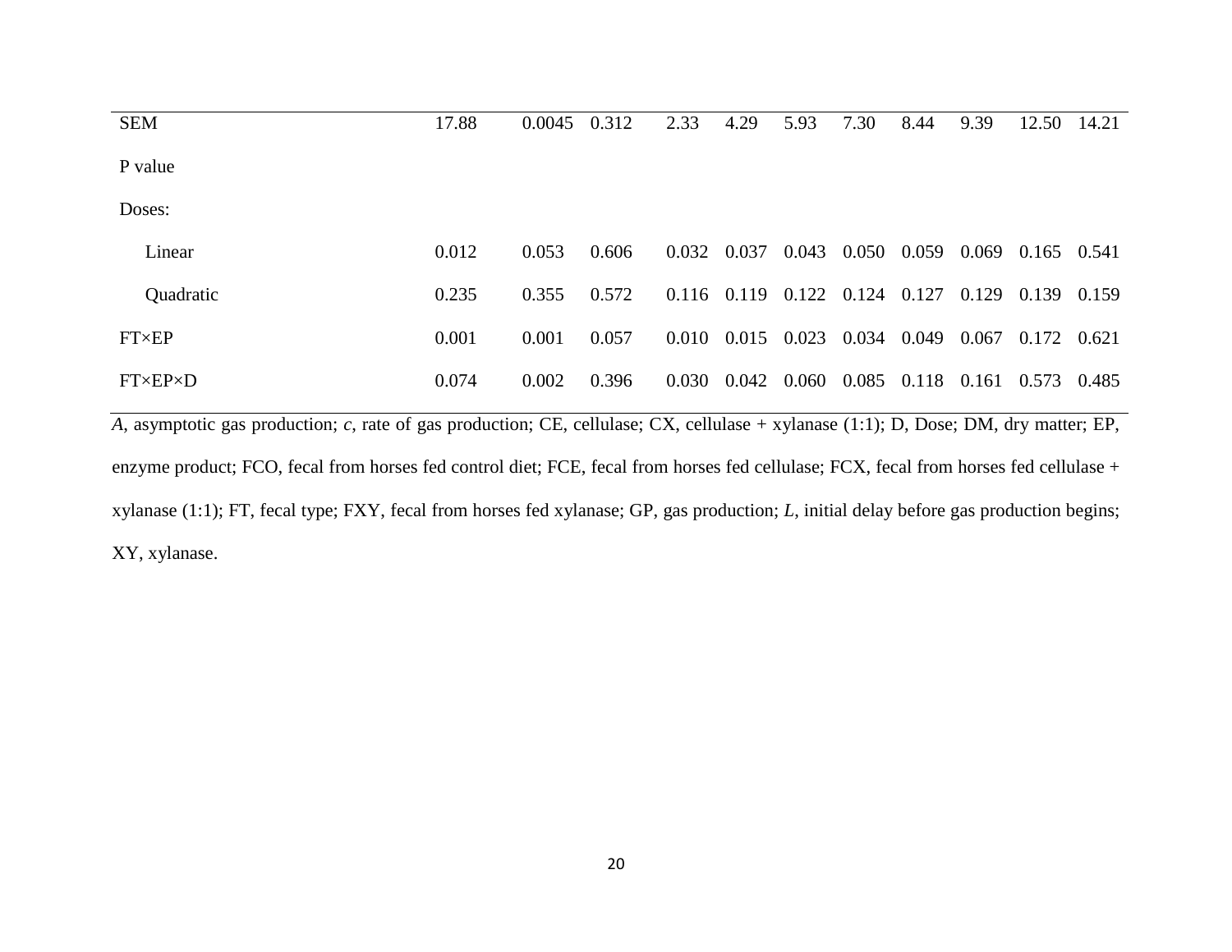| | | | | | | | | | | | |
|---|---|---|---|---|---|---|---|---|---|---|---|
| SEM | 17.88 | 0.0045 | 0.312 | 2.33 | 4.29 | 5.93 | 7.30 | 8.44 | 9.39 | 12.50 | 14.21 |
| P value | | | | | | | | | | | |
| Doses: | | | | | | | | | | | |
| Linear | 0.012 | 0.053 | 0.606 | 0.032 | 0.037 | 0.043 | 0.050 | 0.059 | 0.069 | 0.165 | 0.541 |
| Quadratic | 0.235 | 0.355 | 0.572 | 0.116 | 0.119 | 0.122 | 0.124 | 0.127 | 0.129 | 0.139 | 0.159 |
| FT×EP | 0.001 | 0.001 | 0.057 | 0.010 | 0.015 | 0.023 | 0.034 | 0.049 | 0.067 | 0.172 | 0.621 |
| FT×EP×D | 0.074 | 0.002 | 0.396 | 0.030 | 0.042 | 0.060 | 0.085 | 0.118 | 0.161 | 0.573 | 0.485 |

*A*, asymptotic gas production; *c*, rate of gas production; CE, cellulase; CX, cellulase + xylanase (1:1); D, Dose; DM, dry matter; EP, enzyme product; FCO, fecal from horses fed control diet; FCE, fecal from horses fed cellulase; FCX, fecal from horses fed cellulase + xylanase (1:1); FT, fecal type; FXY, fecal from horses fed xylanase; GP, gas production; *L*, initial delay before gas production begins; XY, xylanase.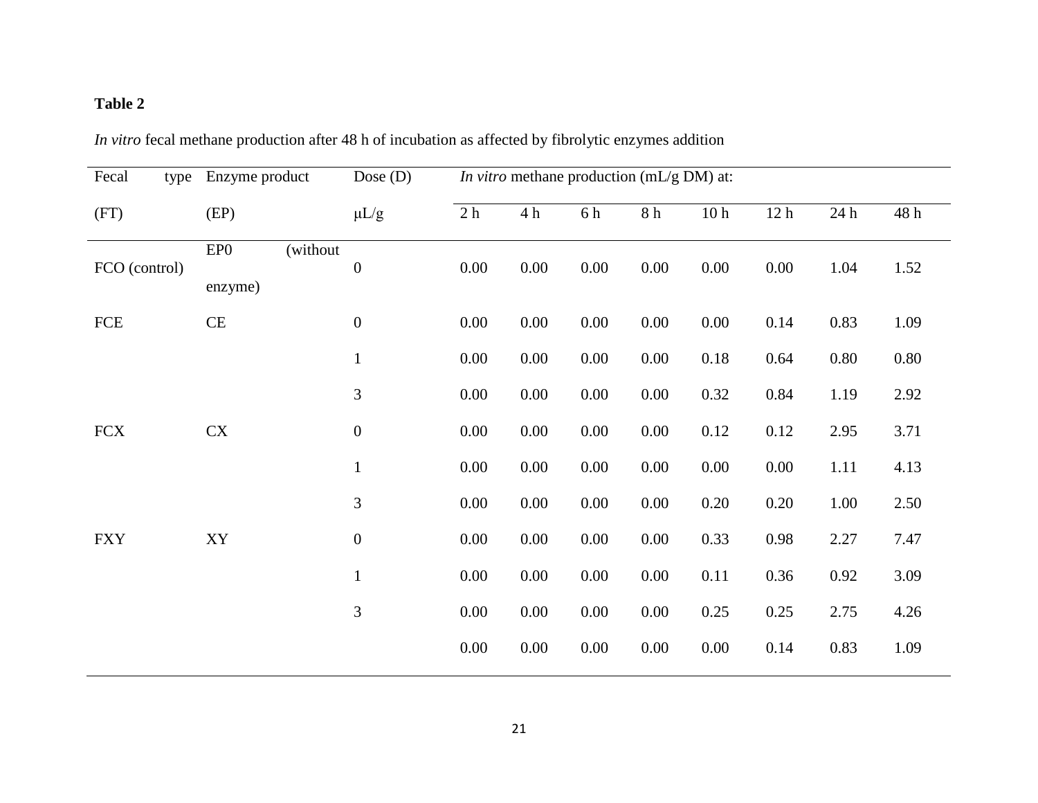**Table 2**

*In vitro* fecal methane production after 48 h of incubation as affected by fibrolytic enzymes addition

| Fecal type (FT) | Enzyme product (EP) | Dose (D) μL/g | *In vitro* methane production (mL/g DM) at: | | | | | | | |
|---|---|---|---|---|---|---|---|---|---|---|
| | | | 2 h | 4 h | 6 h | 8 h | 10 h | 12 h | 24 h | 48 h |
| FCO (control) | EP0 (without enzyme) | 0 | 0.00 | 0.00 | 0.00 | 0.00 | 0.00 | 0.00 | 1.04 | 1.52 |
| FCE | CE | 0 | 0.00 | 0.00 | 0.00 | 0.00 | 0.00 | 0.14 | 0.83 | 1.09 |
| | | 1 | 0.00 | 0.00 | 0.00 | 0.00 | 0.18 | 0.64 | 0.80 | 0.80 |
| | | 3 | 0.00 | 0.00 | 0.00 | 0.00 | 0.32 | 0.84 | 1.19 | 2.92 |
| FCX | CX | 0 | 0.00 | 0.00 | 0.00 | 0.00 | 0.12 | 0.12 | 2.95 | 3.71 |
| | | 1 | 0.00 | 0.00 | 0.00 | 0.00 | 0.00 | 0.00 | 1.11 | 4.13 |
| | | 3 | 0.00 | 0.00 | 0.00 | 0.00 | 0.20 | 0.20 | 1.00 | 2.50 |
| FXY | XY | 0 | 0.00 | 0.00 | 0.00 | 0.00 | 0.33 | 0.98 | 2.27 | 7.47 |
| | | 1 | 0.00 | 0.00 | 0.00 | 0.00 | 0.11 | 0.36 | 0.92 | 3.09 |
| | | 3 | 0.00 | 0.00 | 0.00 | 0.00 | 0.25 | 0.25 | 2.75 | 4.26 |
| | | | 0.00 | 0.00 | 0.00 | 0.00 | 0.00 | 0.14 | 0.83 | 1.09 |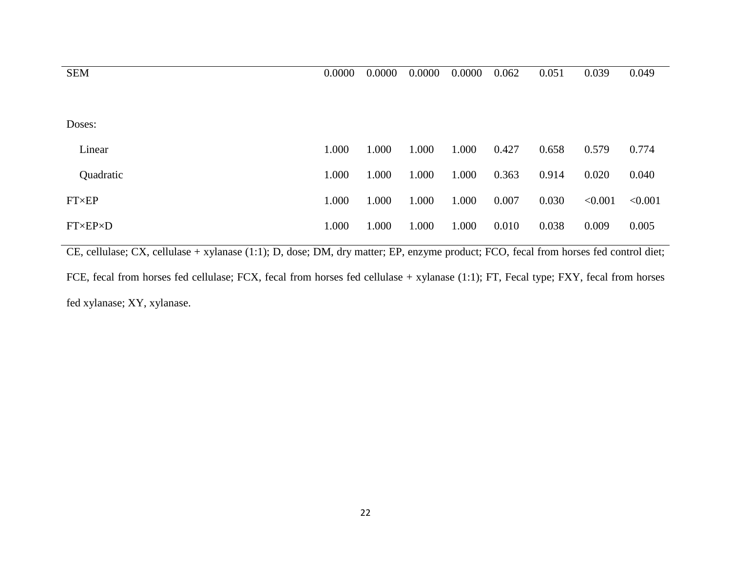| | | | | | | | | |
|---|---|---|---|---|---|---|---|---|
| SEM | 0.0000 | 0.0000 | 0.0000 | 0.0000 | 0.062 | 0.051 | 0.039 | 0.049 |
| | | | | | | | | |
| Doses: | | | | | | | | |
| Linear | 1.000 | 1.000 | 1.000 | 1.000 | 0.427 | 0.658 | 0.579 | 0.774 |
| Quadratic | 1.000 | 1.000 | 1.000 | 1.000 | 0.363 | 0.914 | 0.020 | 0.040 |
| FT×EP | 1.000 | 1.000 | 1.000 | 1.000 | 0.007 | 0.030 | <0.001 | <0.001 |
| FT×EP×D | 1.000 | 1.000 | 1.000 | 1.000 | 0.010 | 0.038 | 0.009 | 0.005 |

CE, cellulase; CX, cellulase + xylanase (1:1); D, dose; DM, dry matter; EP, enzyme product; FCO, fecal from horses fed control diet; FCE, fecal from horses fed cellulase; FCX, fecal from horses fed cellulase + xylanase (1:1); FT, Fecal type; FXY, fecal from horses fed xylanase; XY, xylanase.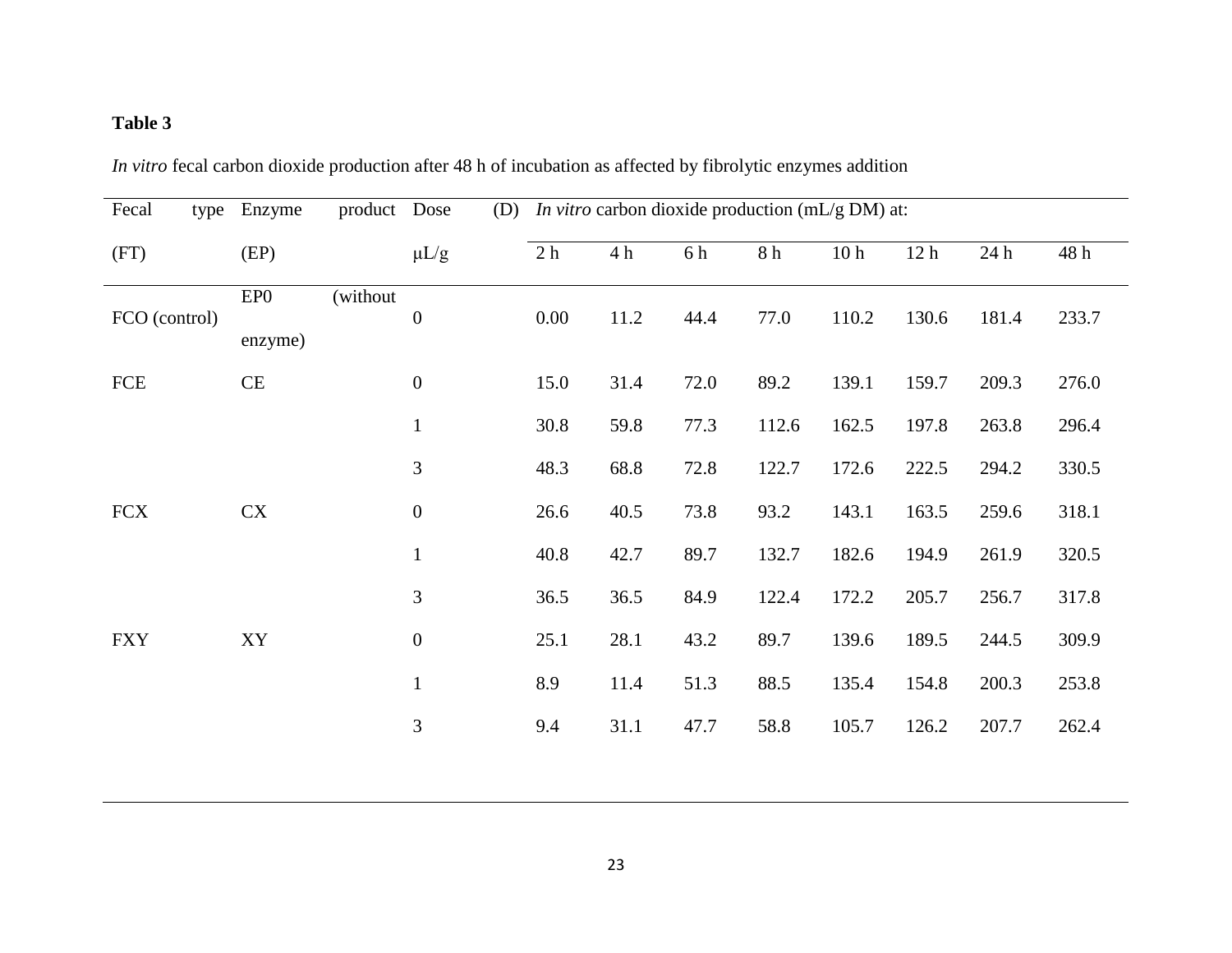**Table 3**

*In vitro* fecal carbon dioxide production after 48 h of incubation as affected by fibrolytic enzymes addition

| Fecal type (FT) | Enzyme product (EP) | Dose (D) μL/g | *In vitro* carbon dioxide production (mL/g DM) at: | | | | | | | |
|---|---|---|---|---|---|---|---|---|---|---|
| | | | 2 h | 4 h | 6 h | 8 h | 10 h | 12 h | 24 h | 48 h |
| FCO (control) | EP0 (without enzyme) | 0 | 0.00 | 11.2 | 44.4 | 77.0 | 110.2 | 130.6 | 181.4 | 233.7 |
| FCE | CE | 0 | 15.0 | 31.4 | 72.0 | 89.2 | 139.1 | 159.7 | 209.3 | 276.0 |
| | | 1 | 30.8 | 59.8 | 77.3 | 112.6 | 162.5 | 197.8 | 263.8 | 296.4 |
| | | 3 | 48.3 | 68.8 | 72.8 | 122.7 | 172.6 | 222.5 | 294.2 | 330.5 |
| FCX | CX | 0 | 26.6 | 40.5 | 73.8 | 93.2 | 143.1 | 163.5 | 259.6 | 318.1 |
| | | 1 | 40.8 | 42.7 | 89.7 | 132.7 | 182.6 | 194.9 | 261.9 | 320.5 |
| | | 3 | 36.5 | 36.5 | 84.9 | 122.4 | 172.2 | 205.7 | 256.7 | 317.8 |
| FXY | XY | 0 | 25.1 | 28.1 | 43.2 | 89.7 | 139.6 | 189.5 | 244.5 | 309.9 |
| | | 1 | 8.9 | 11.4 | 51.3 | 88.5 | 135.4 | 154.8 | 200.3 | 253.8 |
| | | 3 | 9.4 | 31.1 | 47.7 | 58.8 | 105.7 | 126.2 | 207.7 | 262.4 |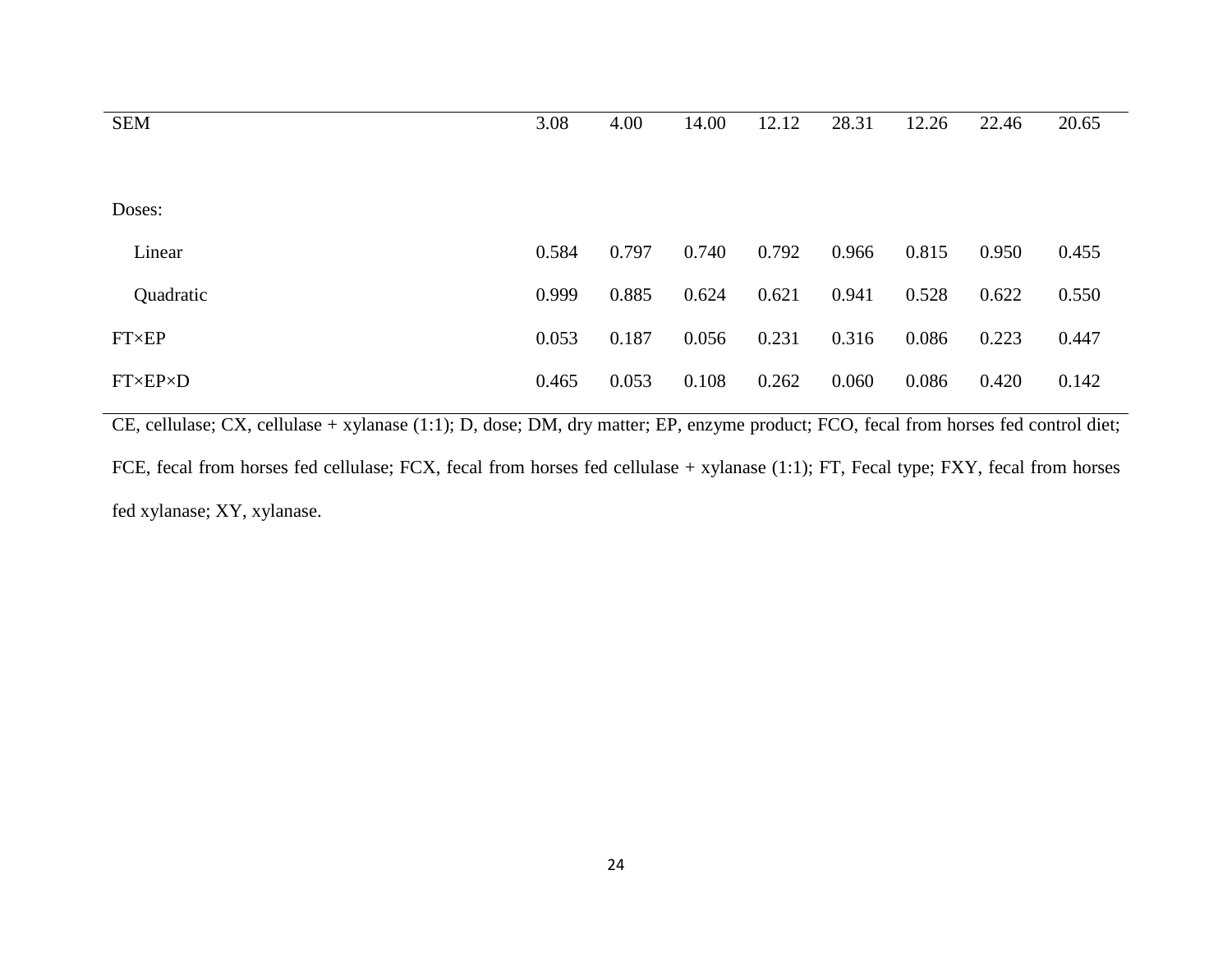| | | | | | | | | |
|---|---|---|---|---|---|---|---|---|
| SEM | 3.08 | 4.00 | 14.00 | 12.12 | 28.31 | 12.26 | 22.46 | 20.65 |
| | | | | | | | | |
| Doses: | | | | | | | | |
| Linear | 0.584 | 0.797 | 0.740 | 0.792 | 0.966 | 0.815 | 0.950 | 0.455 |
| Quadratic | 0.999 | 0.885 | 0.624 | 0.621 | 0.941 | 0.528 | 0.622 | 0.550 |
| FT×EP | 0.053 | 0.187 | 0.056 | 0.231 | 0.316 | 0.086 | 0.223 | 0.447 |
| FT×EP×D | 0.465 | 0.053 | 0.108 | 0.262 | 0.060 | 0.086 | 0.420 | 0.142 |

CE, cellulase; CX, cellulase + xylanase (1:1); D, dose; DM, dry matter; EP, enzyme product; FCO, fecal from horses fed control diet; FCE, fecal from horses fed cellulase; FCX, fecal from horses fed cellulase + xylanase (1:1); FT, Fecal type; FXY, fecal from horses fed xylanase; XY, xylanase.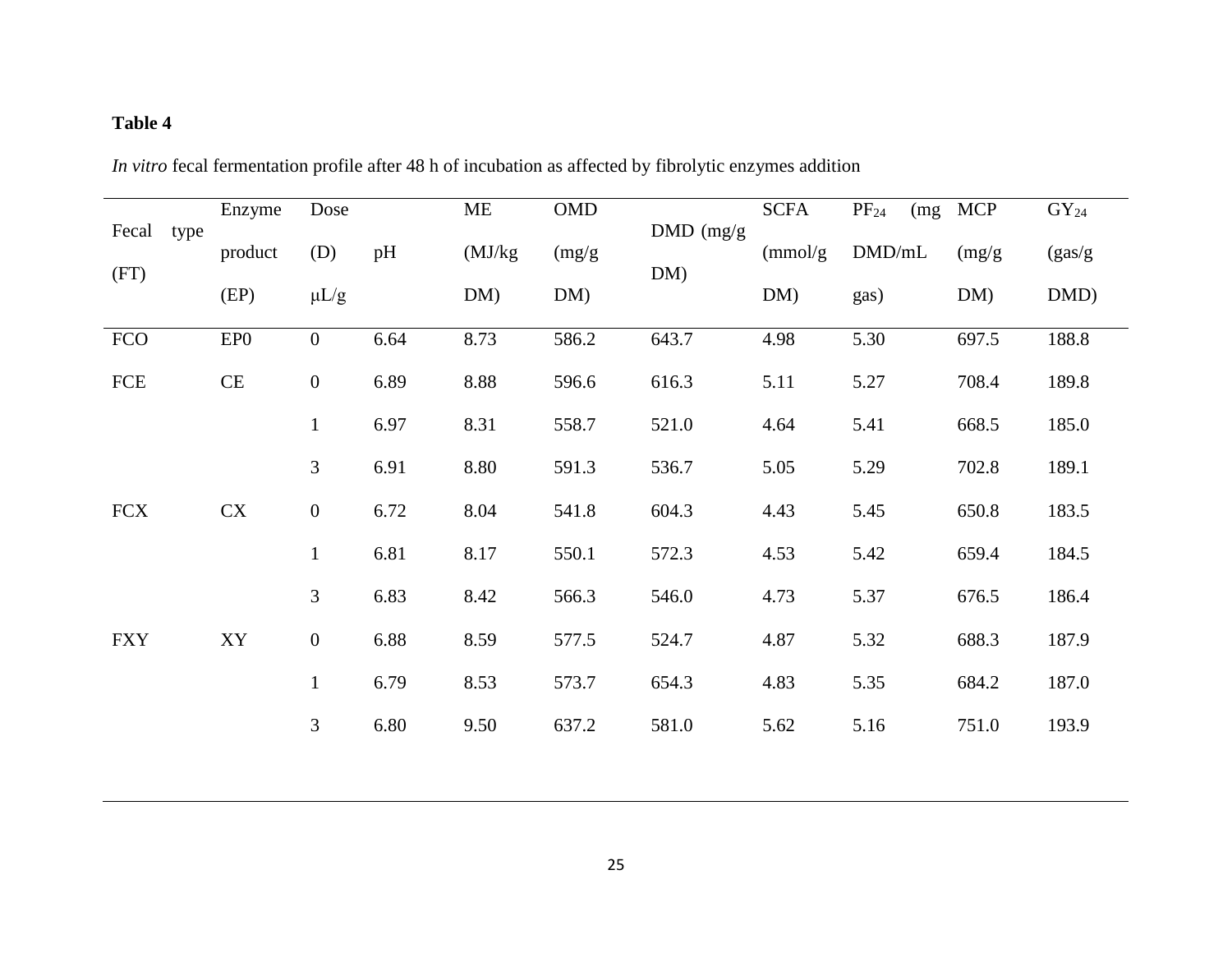**Table 4**

*In vitro* fecal fermentation profile after 48 h of incubation as affected by fibrolytic enzymes addition

| Fecal type (FT) | Enzyme product (EP) | Dose (D) μL/g | pH | ME (MJ/kg DM) | OMD (mg/g DM) | DMD (mg/g DM) | SCFA (mmol/g DM) | $PF_{24}$ (mg DMD/mL gas) | MCP (mg/g DM) | $GY_{24}$ (gas/g DMD) |
|---|---|---|---|---|---|---|---|---|---|---|
| FCO | EP0 | 0 | 6.64 | 8.73 | 586.2 | 643.7 | 4.98 | 5.30 | 697.5 | 188.8 |
| FCE | CE | 0 | 6.89 | 8.88 | 596.6 | 616.3 | 5.11 | 5.27 | 708.4 | 189.8 |
| | | 1 | 6.97 | 8.31 | 558.7 | 521.0 | 4.64 | 5.41 | 668.5 | 185.0 |
| | | 3 | 6.91 | 8.80 | 591.3 | 536.7 | 5.05 | 5.29 | 702.8 | 189.1 |
| FCX | CX | 0 | 6.72 | 8.04 | 541.8 | 604.3 | 4.43 | 5.45 | 650.8 | 183.5 |
| | | 1 | 6.81 | 8.17 | 550.1 | 572.3 | 4.53 | 5.42 | 659.4 | 184.5 |
| | | 3 | 6.83 | 8.42 | 566.3 | 546.0 | 4.73 | 5.37 | 676.5 | 186.4 |
| FXY | XY | 0 | 6.88 | 8.59 | 577.5 | 524.7 | 4.87 | 5.32 | 688.3 | 187.9 |
| | | 1 | 6.79 | 8.53 | 573.7 | 654.3 | 4.83 | 5.35 | 684.2 | 187.0 |
| | | 3 | 6.80 | 9.50 | 637.2 | 581.0 | 5.62 | 5.16 | 751.0 | 193.9 |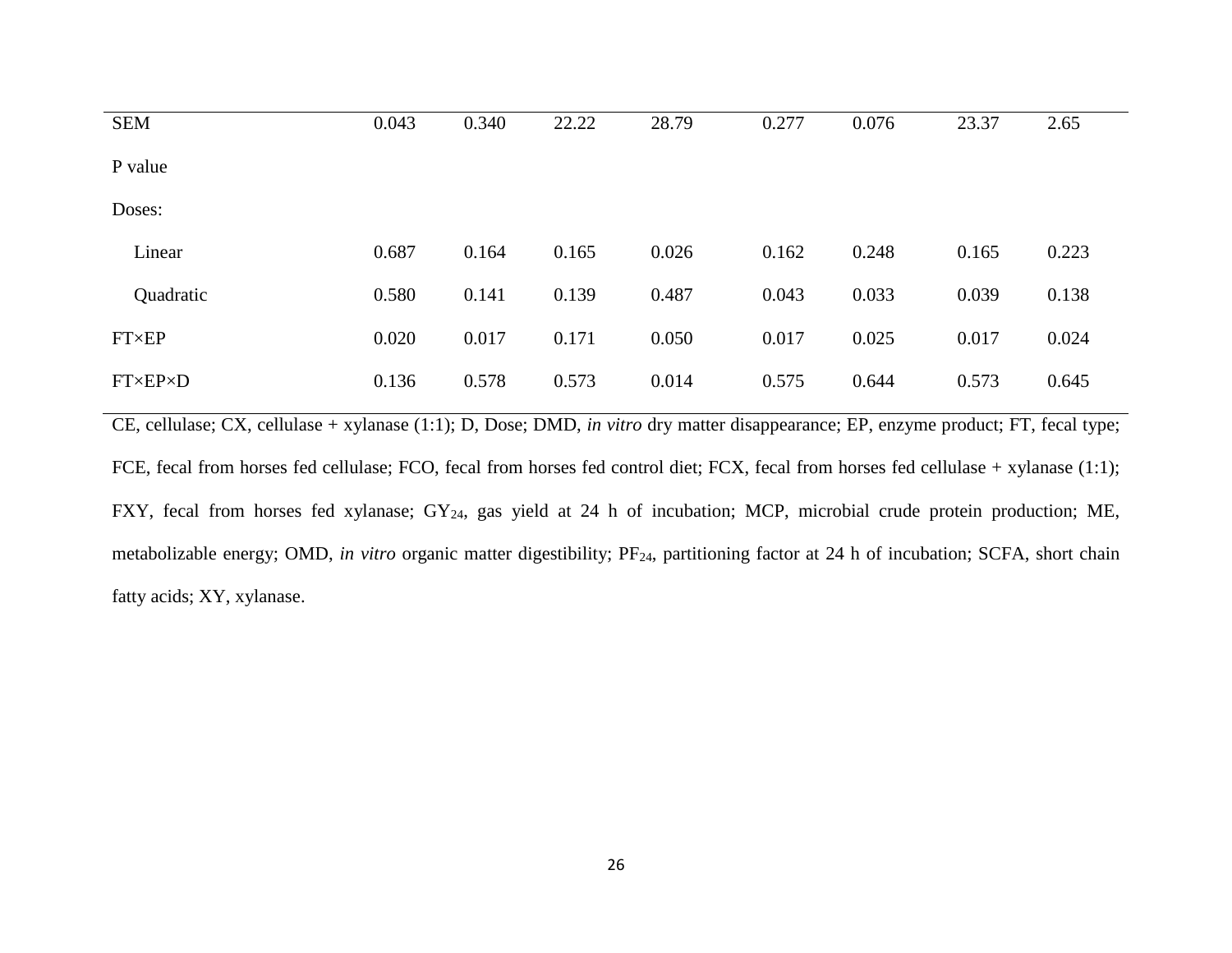| | | | | | | | | |
|---|---|---|---|---|---|---|---|---|
| SEM | 0.043 | 0.340 | 22.22 | 28.79 | 0.277 | 0.076 | 23.37 | 2.65 |
| P value | | | | | | | | |
| Doses: | | | | | | | | |
| Linear | 0.687 | 0.164 | 0.165 | 0.026 | 0.162 | 0.248 | 0.165 | 0.223 |
| Quadratic | 0.580 | 0.141 | 0.139 | 0.487 | 0.043 | 0.033 | 0.039 | 0.138 |
| FT×EP | 0.020 | 0.017 | 0.171 | 0.050 | 0.017 | 0.025 | 0.017 | 0.024 |
| FT×EP×D | 0.136 | 0.578 | 0.573 | 0.014 | 0.575 | 0.644 | 0.573 | 0.645 |

CE, cellulase; CX, cellulase + xylanase (1:1); D, Dose; DMD, *in vitro* dry matter disappearance; EP, enzyme product; FT, fecal type; FCE, fecal from horses fed cellulase; FCO, fecal from horses fed control diet; FCX, fecal from horses fed cellulase + xylanase (1:1); FXY, fecal from horses fed xylanase; $GY_{24}$, gas yield at 24 h of incubation; MCP, microbial crude protein production; ME, metabolizable energy; OMD, *in vitro* organic matter digestibility; $PF_{24}$, partitioning factor at 24 h of incubation; SCFA, short chain fatty acids; XY, xylanase.